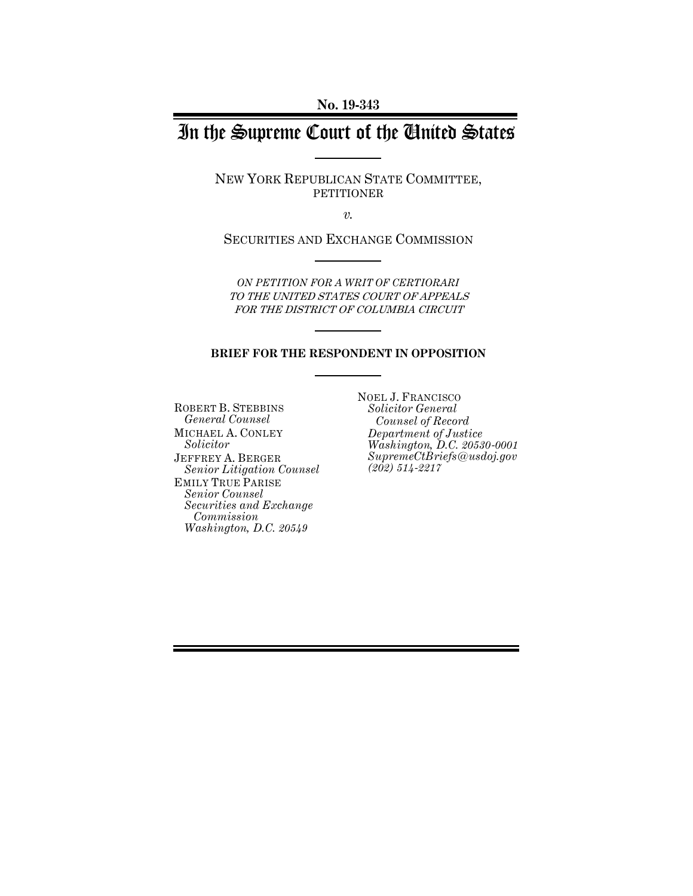**No. 19-343**

# In the Supreme Court of the United States

NEW YORK REPUBLICAN STATE COMMITTEE,
PETITIONER

*v.*

SECURITIES AND EXCHANGE COMMISSION

*ON PETITION FOR A WRIT OF CERTIORARI*
*TO THE UNITED STATES COURT OF APPEALS*
*FOR THE DISTRICT OF COLUMBIA CIRCUIT*

**BRIEF FOR THE RESPONDENT IN OPPOSITION**

ROBERT B. STEBBINS
*General Counsel*
MICHAEL A. CONLEY
*Solicitor*
JEFFREY A. BERGER
*Senior Litigation Counsel*
EMILY TRUE PARISE
*Senior Counsel*
*Securities and Exchange Commission*
*Washington, D.C. 20549*

NOEL J. FRANCISCO
*Solicitor General*
*Counsel of Record*
*Department of Justice*
*Washington, D.C. 20530-0001*
*SupremeCtBriefs@usdoj.gov*
*(202) 514-2217*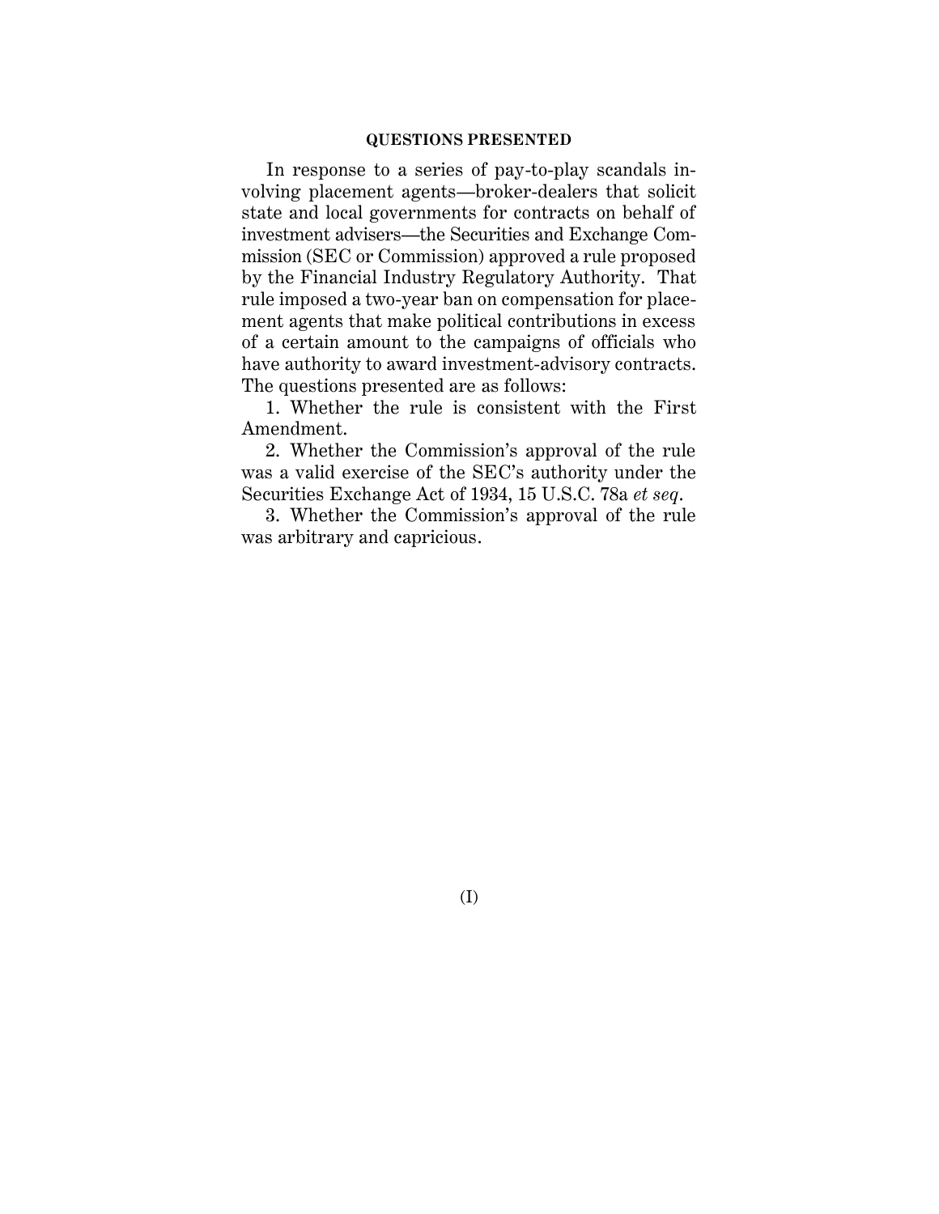## QUESTIONS PRESENTED

In response to a series of pay-to-play scandals involving placement agents—broker-dealers that solicit state and local governments for contracts on behalf of investment advisers—the Securities and Exchange Commission (SEC or Commission) approved a rule proposed by the Financial Industry Regulatory Authority. That rule imposed a two-year ban on compensation for placement agents that make political contributions in excess of a certain amount to the campaigns of officials who have authority to award investment-advisory contracts. The questions presented are as follows:

1. Whether the rule is consistent with the First Amendment.

2. Whether the Commission's approval of the rule was a valid exercise of the SEC's authority under the Securities Exchange Act of 1934, 15 U.S.C. 78a *et seq*.

3. Whether the Commission's approval of the rule was arbitrary and capricious.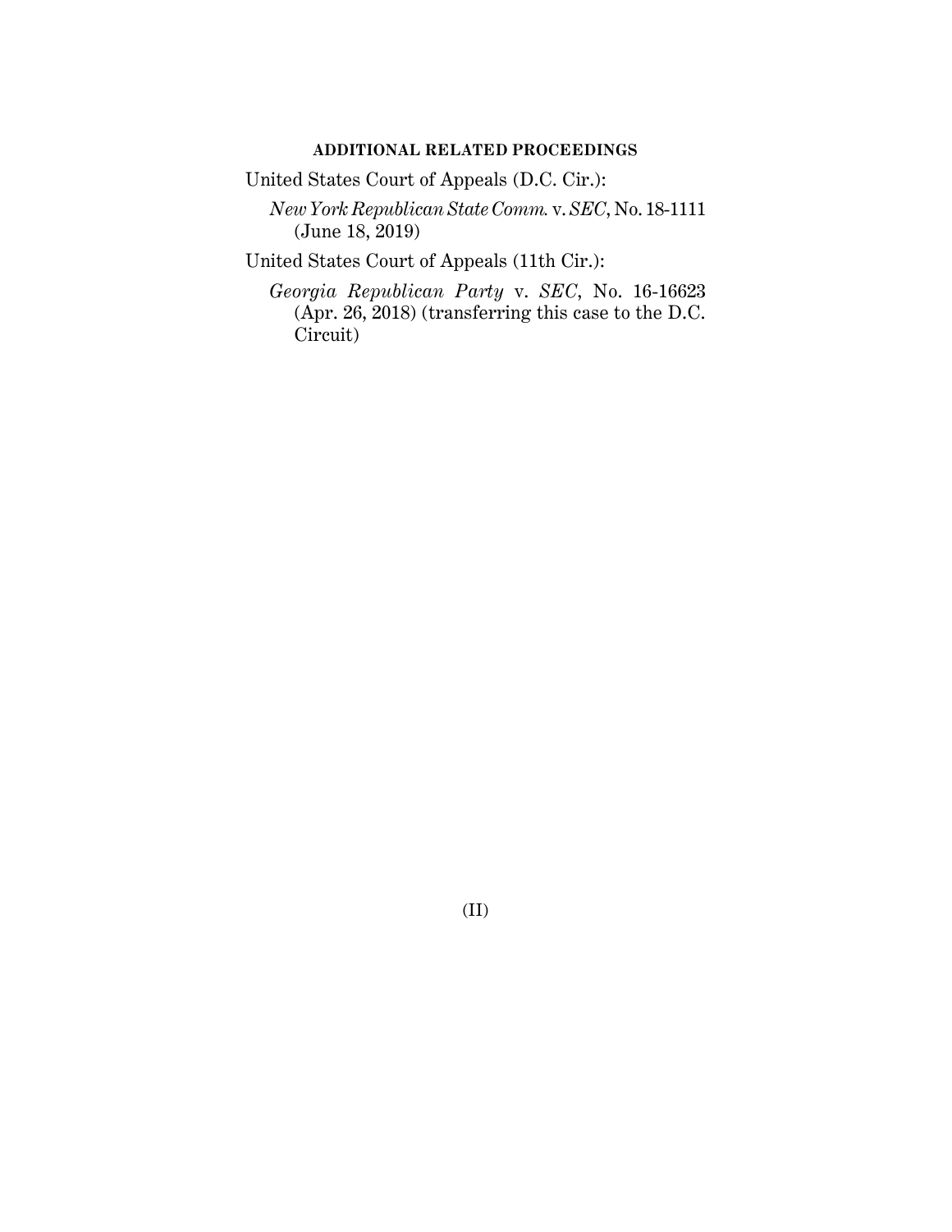## ADDITIONAL RELATED PROCEEDINGS

United States Court of Appeals (D.C. Cir.):

*New York Republican State Comm.* v. *SEC*, No. 18-1111 (June 18, 2019)

United States Court of Appeals (11th Cir.):

*Georgia Republican Party* v. *SEC*, No. 16-16623 (Apr. 26, 2018) (transferring this case to the D.C. Circuit)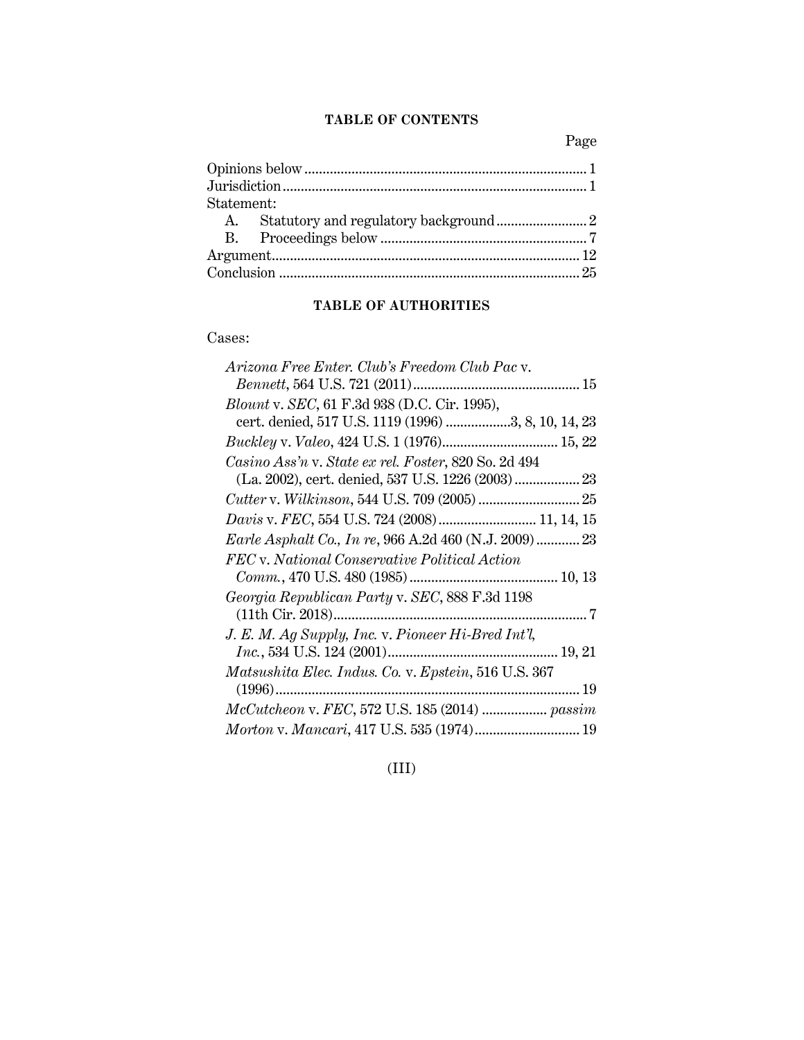**TABLE OF CONTENTS**

Page

Opinions below ..................................................................... 1
Jurisdiction ........................................................................... 1
Statement:
  A. Statutory and regulatory background ......................... 2
  B. Proceedings below ......................................................... 7
Argument ............................................................................. 12
Conclusion ........................................................................... 25

**TABLE OF AUTHORITIES**

Cases:

*Arizona Free Enter. Club's Freedom Club Pac* v. *Bennett*, 564 U.S. 721 (2011) ............................................. 15

*Blount* v. *SEC*, 61 F.3d 938 (D.C. Cir. 1995), cert. denied, 517 U.S. 1119 (1996) .................3, 8, 10, 14, 23

*Buckley* v. *Valeo*, 424 U.S. 1 (1976)................................ 15, 22

*Casino Ass'n* v. *State ex rel. Foster*, 820 So. 2d 494 (La. 2002), cert. denied, 537 U.S. 1226 (2003) ................. 23

*Cutter* v. *Wilkinson*, 544 U.S. 709 (2005) ........................... 25

*Davis* v. *FEC*, 554 U.S. 724 (2008)........................... 11, 14, 15

*Earle Asphalt Co., In re*, 966 A.2d 460 (N.J. 2009) ............ 23

*FEC* v. *National Conservative Political Action Comm.*, 470 U.S. 480 (1985) ......................................... 10, 13

*Georgia Republican Party* v. *SEC*, 888 F.3d 1198 (11th Cir. 2018)..................................................................... 7

*J. E. M. Ag Supply, Inc.* v. *Pioneer Hi-Bred Int'l, Inc.*, 534 U.S. 124 (2001).............................................. 19, 21

*Matsushita Elec. Indus. Co.* v. *Epstein*, 516 U.S. 367 (1996) ................................................................................. 19

*McCutcheon* v. *FEC*, 572 U.S. 185 (2014) ................. *passim*

*Morton* v. *Mancari*, 417 U.S. 535 (1974)............................ 19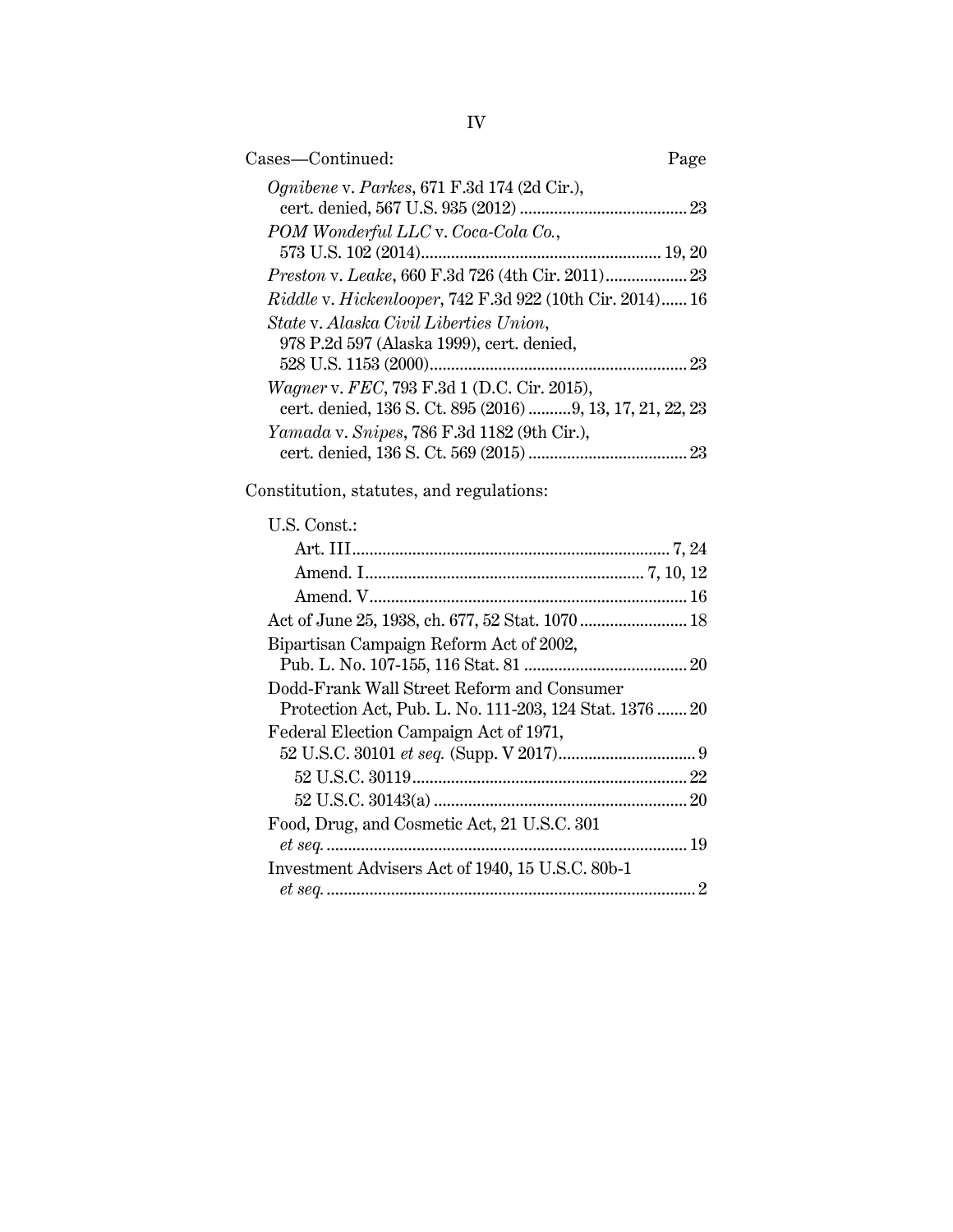Cases—Continued: Page

*Ognibene* v. *Parkes*, 671 F.3d 174 (2d Cir.), cert. denied, 567 U.S. 935 (2012) ....................................... 23

*POM Wonderful LLC* v. *Coca-Cola Co.*, 573 U.S. 102 (2014)........................................................ 19, 20

*Preston* v. *Leake*, 660 F.3d 726 (4th Cir. 2011)................... 23

*Riddle* v. *Hickenlooper*, 742 F.3d 922 (10th Cir. 2014)...... 16

*State* v. *Alaska Civil Liberties Union*, 978 P.2d 597 (Alaska 1999), cert. denied, 528 U.S. 1153 (2000)............................................................ 23

*Wagner* v. *FEC*, 793 F.3d 1 (D.C. Cir. 2015), cert. denied, 136 S. Ct. 895 (2016) ..........9, 13, 17, 21, 22, 23

*Yamada* v. *Snipes*, 786 F.3d 1182 (9th Cir.), cert. denied, 136 S. Ct. 569 (2015) ..................................... 23

Constitution, statutes, and regulations:

U.S. Const.:

- Art. III.......................................................................... 7, 24
- Amend. I................................................................ 7, 10, 12
- Amend. V.......................................................................... 16

Act of June 25, 1938, ch. 677, 52 Stat. 1070 ......................... 18

Bipartisan Campaign Reform Act of 2002, Pub. L. No. 107-155, 116 Stat. 81 ...................................... 20

Dodd-Frank Wall Street Reform and Consumer Protection Act, Pub. L. No. 111-203, 124 Stat. 1376 ....... 20

Federal Election Campaign Act of 1971, 52 U.S.C. 30101 *et seq.* (Supp. V 2017)................................ 9

- 52 U.S.C. 30119................................................................ 22
- 52 U.S.C. 30143(a) ........................................................... 20

Food, Drug, and Cosmetic Act, 21 U.S.C. 301 *et seq.* .................................................................................... 19

Investment Advisers Act of 1940, 15 U.S.C. 80b-1 *et seq.* ...................................................................................... 2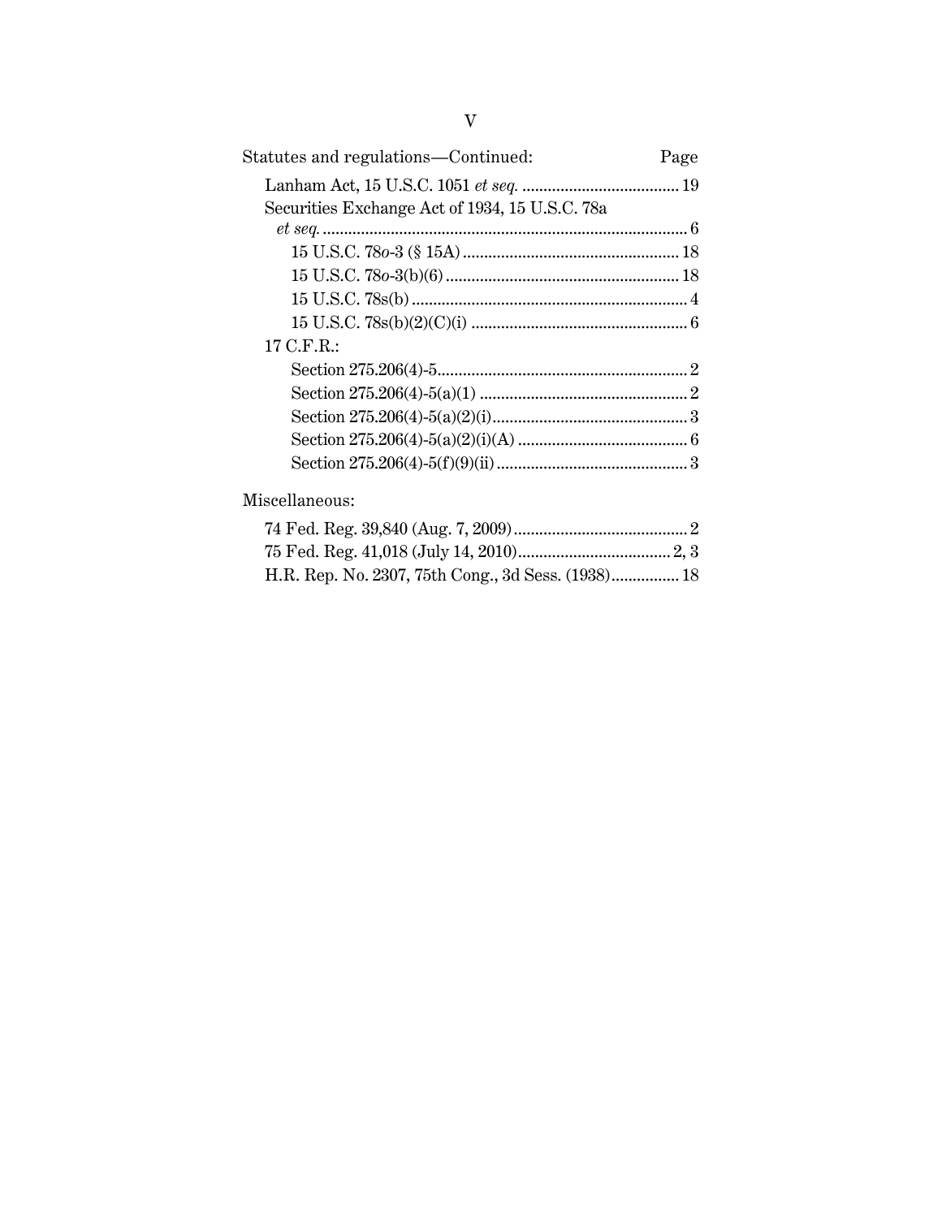| Statutes and regulations—Continued: | Page |
|---|---|
| Lanham Act, 15 U.S.C. 1051 *et seq.* | 19 |
| Securities Exchange Act of 1934, 15 U.S.C. 78a *et seq.* | 6 |
| 15 U.S.C. 78*o*-3 (§ 15A) | 18 |
| 15 U.S.C. 78*o*-3(b)(6) | 18 |
| 15 U.S.C. 78s(b) | 4 |
| 15 U.S.C. 78s(b)(2)(C)(i) | 6 |
| 17 C.F.R.: | |
| Section 275.206(4)-5 | 2 |
| Section 275.206(4)-5(a)(1) | 2 |
| Section 275.206(4)-5(a)(2)(i) | 3 |
| Section 275.206(4)-5(a)(2)(i)(A) | 6 |
| Section 275.206(4)-5(f)(9)(ii) | 3 |

Miscellaneous:

| | |
|---|---|
| 74 Fed. Reg. 39,840 (Aug. 7, 2009) | 2 |
| 75 Fed. Reg. 41,018 (July 14, 2010) | 2, 3 |
| H.R. Rep. No. 2307, 75th Cong., 3d Sess. (1938) | 18 |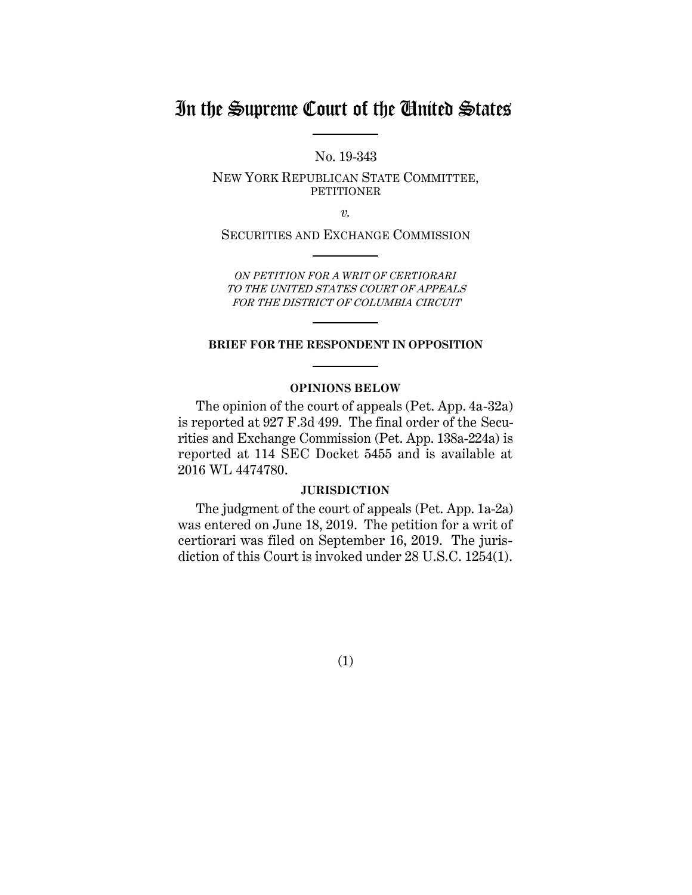# In the Supreme Court of the United States

No. 19-343

NEW YORK REPUBLICAN STATE COMMITTEE, PETITIONER

*v.*

SECURITIES AND EXCHANGE COMMISSION

*ON PETITION FOR A WRIT OF CERTIORARI TO THE UNITED STATES COURT OF APPEALS FOR THE DISTRICT OF COLUMBIA CIRCUIT*

**BRIEF FOR THE RESPONDENT IN OPPOSITION**

**OPINIONS BELOW**

The opinion of the court of appeals (Pet. App. 4a-32a) is reported at 927 F.3d 499. The final order of the Securities and Exchange Commission (Pet. App. 138a-224a) is reported at 114 SEC Docket 5455 and is available at 2016 WL 4474780.

**JURISDICTION**

The judgment of the court of appeals (Pet. App. 1a-2a) was entered on June 18, 2019. The petition for a writ of certiorari was filed on September 16, 2019. The jurisdiction of this Court is invoked under 28 U.S.C. 1254(1).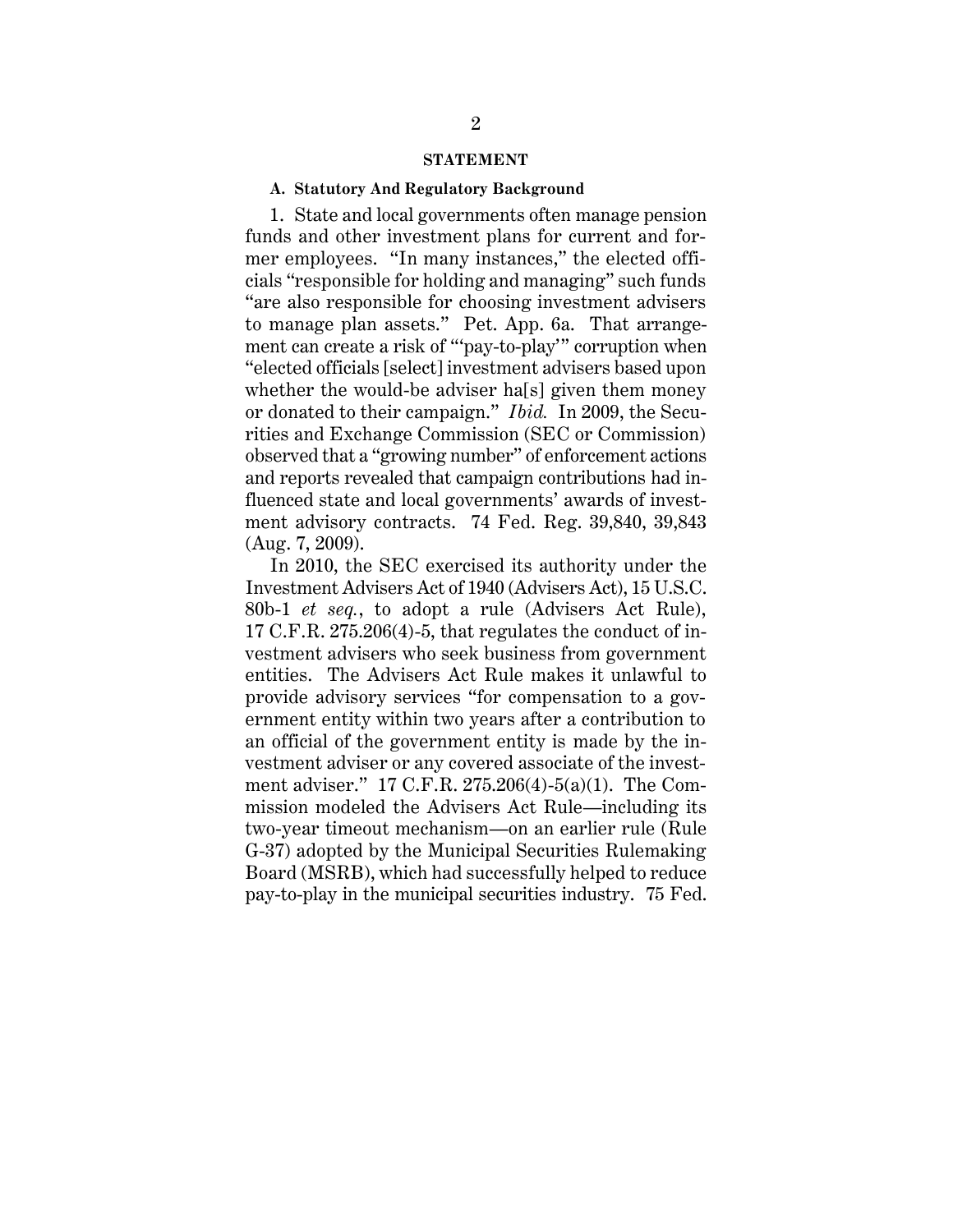## STATEMENT

### A. Statutory And Regulatory Background

1. State and local governments often manage pension funds and other investment plans for current and former employees. "In many instances," the elected officials "responsible for holding and managing" such funds "are also responsible for choosing investment advisers to manage plan assets." Pet. App. 6a. That arrangement can create a risk of "'pay-to-play'" corruption when "elected officials [select] investment advisers based upon whether the would-be adviser ha[s] given them money or donated to their campaign." *Ibid.* In 2009, the Securities and Exchange Commission (SEC or Commission) observed that a "growing number" of enforcement actions and reports revealed that campaign contributions had influenced state and local governments' awards of investment advisory contracts. 74 Fed. Reg. 39,840, 39,843 (Aug. 7, 2009).

In 2010, the SEC exercised its authority under the Investment Advisers Act of 1940 (Advisers Act), 15 U.S.C. 80b-1 *et seq.*, to adopt a rule (Advisers Act Rule), 17 C.F.R. 275.206(4)-5, that regulates the conduct of investment advisers who seek business from government entities. The Advisers Act Rule makes it unlawful to provide advisory services "for compensation to a government entity within two years after a contribution to an official of the government entity is made by the investment adviser or any covered associate of the investment adviser." 17 C.F.R. 275.206(4)-5(a)(1). The Commission modeled the Advisers Act Rule—including its two-year timeout mechanism—on an earlier rule (Rule G-37) adopted by the Municipal Securities Rulemaking Board (MSRB), which had successfully helped to reduce pay-to-play in the municipal securities industry. 75 Fed.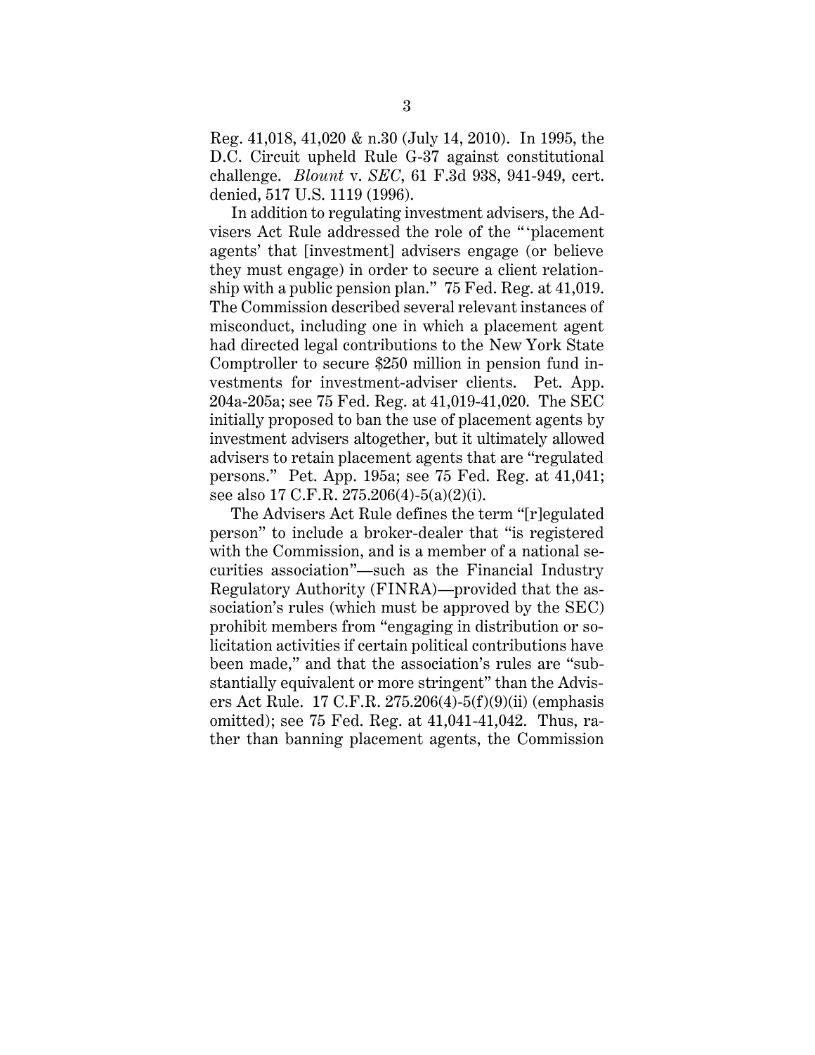Reg. 41,018, 41,020 & n.30 (July 14, 2010). In 1995, the D.C. Circuit upheld Rule G-37 against constitutional challenge. *Blount* v. *SEC*, 61 F.3d 938, 941-949, cert. denied, 517 U.S. 1119 (1996).

In addition to regulating investment advisers, the Advisers Act Rule addressed the role of the "'placement agents' that [investment] advisers engage (or believe they must engage) in order to secure a client relationship with a public pension plan." 75 Fed. Reg. at 41,019. The Commission described several relevant instances of misconduct, including one in which a placement agent had directed legal contributions to the New York State Comptroller to secure $250 million in pension fund investments for investment-adviser clients. Pet. App. 204a-205a; see 75 Fed. Reg. at 41,019-41,020. The SEC initially proposed to ban the use of placement agents by investment advisers altogether, but it ultimately allowed advisers to retain placement agents that are "regulated persons." Pet. App. 195a; see 75 Fed. Reg. at 41,041; see also 17 C.F.R. 275.206(4)-5(a)(2)(i).

The Advisers Act Rule defines the term "[r]egulated person" to include a broker-dealer that "is registered with the Commission, and is a member of a national securities association"—such as the Financial Industry Regulatory Authority (FINRA)—provided that the association's rules (which must be approved by the SEC) prohibit members from "engaging in distribution or solicitation activities if certain political contributions have been made," and that the association's rules are "substantially equivalent or more stringent" than the Advisers Act Rule. 17 C.F.R. 275.206(4)-5(f)(9)(ii) (emphasis omitted); see 75 Fed. Reg. at 41,041-41,042. Thus, rather than banning placement agents, the Commission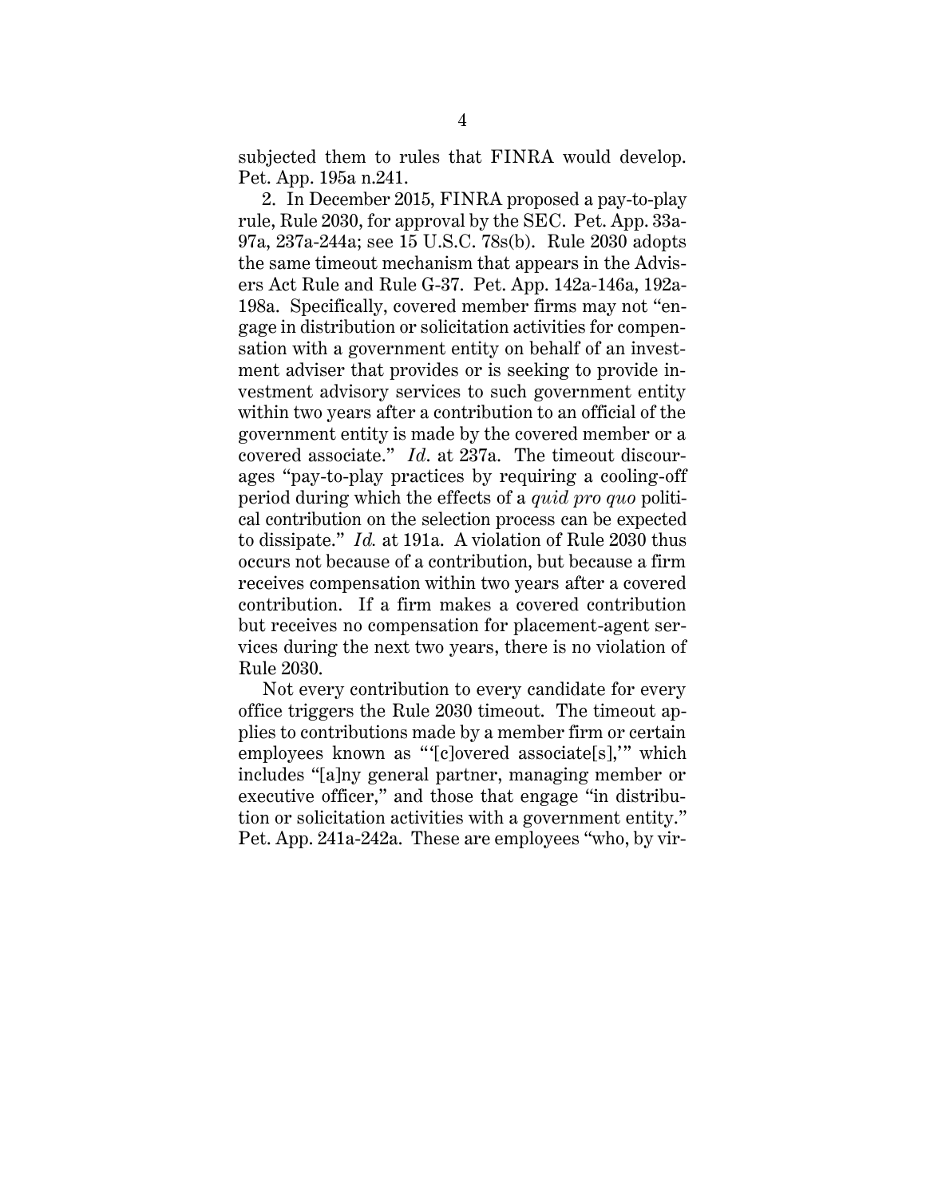subjected them to rules that FINRA would develop. Pet. App. 195a n.241.

2. In December 2015, FINRA proposed a pay-to-play rule, Rule 2030, for approval by the SEC. Pet. App. 33a-97a, 237a-244a; see 15 U.S.C. 78s(b). Rule 2030 adopts the same timeout mechanism that appears in the Advisers Act Rule and Rule G-37. Pet. App. 142a-146a, 192a-198a. Specifically, covered member firms may not "engage in distribution or solicitation activities for compensation with a government entity on behalf of an investment adviser that provides or is seeking to provide investment advisory services to such government entity within two years after a contribution to an official of the government entity is made by the covered member or a covered associate." *Id*. at 237a. The timeout discourages "pay-to-play practices by requiring a cooling-off period during which the effects of a *quid pro quo* political contribution on the selection process can be expected to dissipate." *Id.* at 191a. A violation of Rule 2030 thus occurs not because of a contribution, but because a firm receives compensation within two years after a covered contribution. If a firm makes a covered contribution but receives no compensation for placement-agent services during the next two years, there is no violation of Rule 2030.

Not every contribution to every candidate for every office triggers the Rule 2030 timeout. The timeout applies to contributions made by a member firm or certain employees known as "'[c]overed associate[s],'" which includes "[a]ny general partner, managing member or executive officer," and those that engage "in distribution or solicitation activities with a government entity." Pet. App. 241a-242a. These are employees "who, by vir-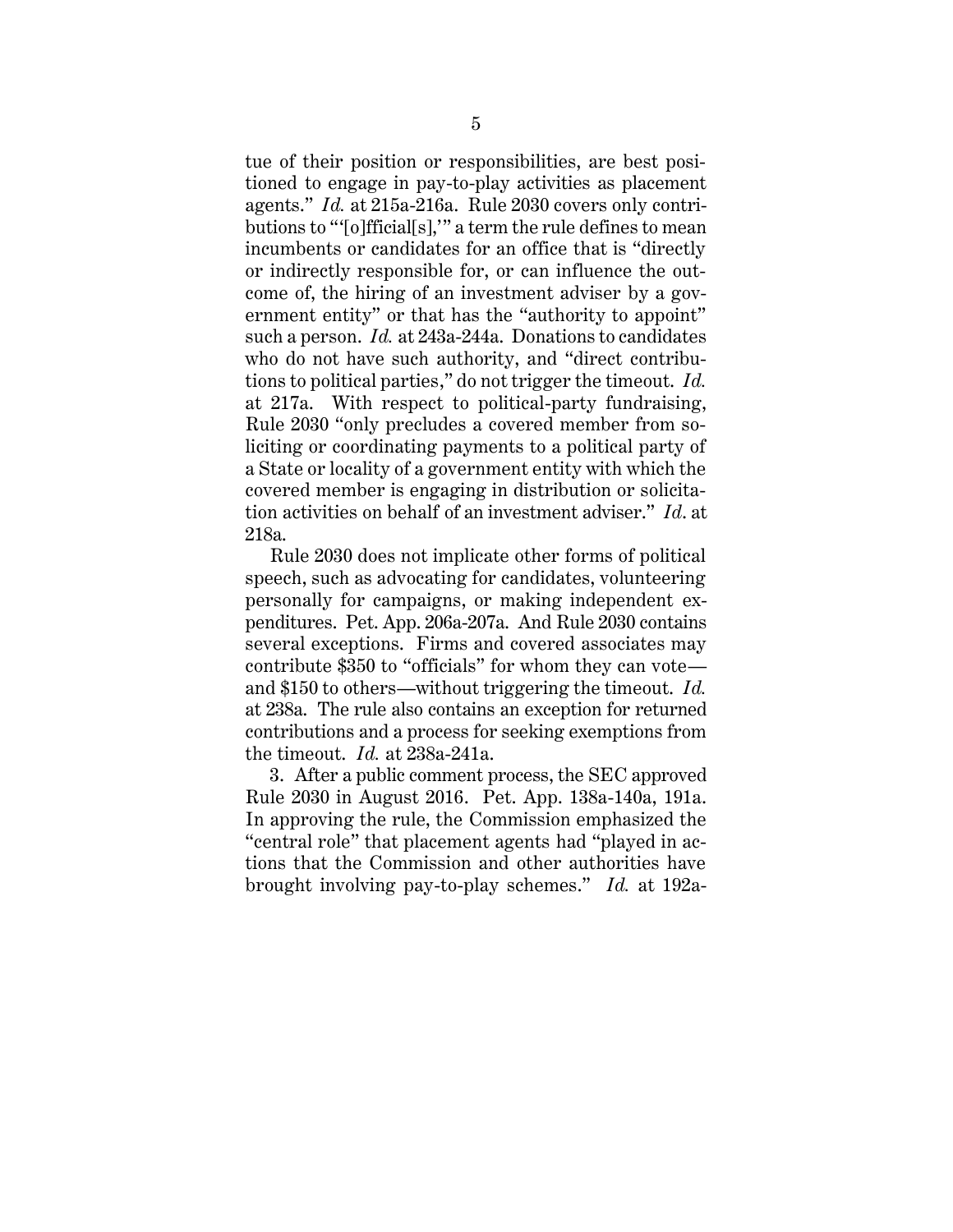tue of their position or responsibilities, are best positioned to engage in pay-to-play activities as placement agents." *Id.* at 215a-216a. Rule 2030 covers only contributions to "'[o]fficial[s],'" a term the rule defines to mean incumbents or candidates for an office that is "directly or indirectly responsible for, or can influence the outcome of, the hiring of an investment adviser by a government entity" or that has the "authority to appoint" such a person. *Id.* at 243a-244a. Donations to candidates who do not have such authority, and "direct contributions to political parties," do not trigger the timeout. *Id.* at 217a. With respect to political-party fundraising, Rule 2030 "only precludes a covered member from soliciting or coordinating payments to a political party of a State or locality of a government entity with which the covered member is engaging in distribution or solicitation activities on behalf of an investment adviser." *Id.* at 218a.

Rule 2030 does not implicate other forms of political speech, such as advocating for candidates, volunteering personally for campaigns, or making independent expenditures. Pet. App. 206a-207a. And Rule 2030 contains several exceptions. Firms and covered associates may contribute $350 to "officials" for whom they can vote—and $150 to others—without triggering the timeout. *Id.* at 238a. The rule also contains an exception for returned contributions and a process for seeking exemptions from the timeout. *Id.* at 238a-241a.

3. After a public comment process, the SEC approved Rule 2030 in August 2016. Pet. App. 138a-140a, 191a. In approving the rule, the Commission emphasized the "central role" that placement agents had "played in actions that the Commission and other authorities have brought involving pay-to-play schemes." *Id.* at 192a-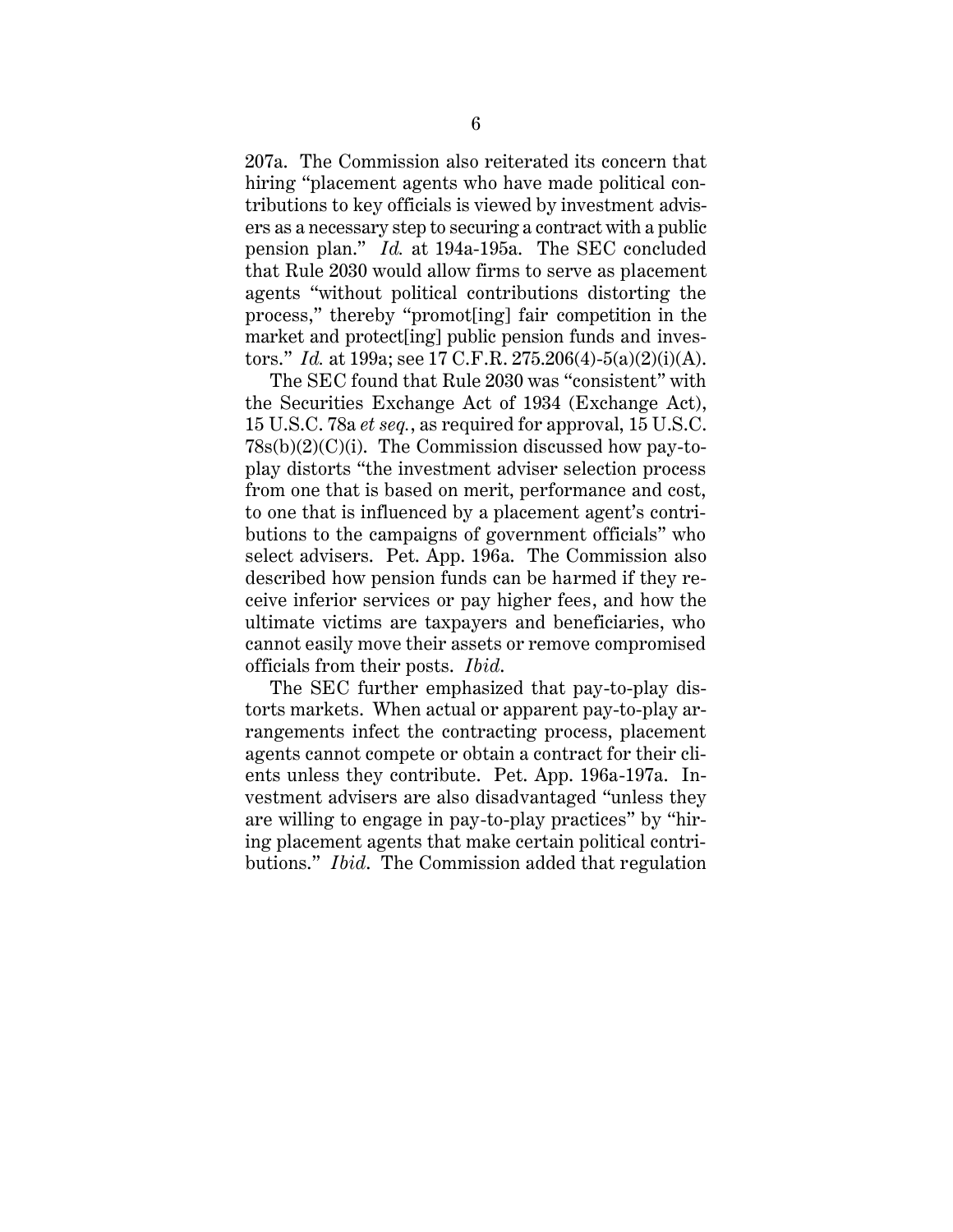207a. The Commission also reiterated its concern that hiring "placement agents who have made political contributions to key officials is viewed by investment advisers as a necessary step to securing a contract with a public pension plan." *Id.* at 194a-195a. The SEC concluded that Rule 2030 would allow firms to serve as placement agents "without political contributions distorting the process," thereby "promot[ing] fair competition in the market and protect[ing] public pension funds and investors." *Id.* at 199a; see 17 C.F.R. 275.206(4)-5(a)(2)(i)(A).

The SEC found that Rule 2030 was "consistent" with the Securities Exchange Act of 1934 (Exchange Act), 15 U.S.C. 78a *et seq.*, as required for approval, 15 U.S.C. 78s(b)(2)(C)(i). The Commission discussed how pay-to-play distorts "the investment adviser selection process from one that is based on merit, performance and cost, to one that is influenced by a placement agent's contributions to the campaigns of government officials" who select advisers. Pet. App. 196a. The Commission also described how pension funds can be harmed if they receive inferior services or pay higher fees, and how the ultimate victims are taxpayers and beneficiaries, who cannot easily move their assets or remove compromised officials from their posts. *Ibid.*

The SEC further emphasized that pay-to-play distorts markets. When actual or apparent pay-to-play arrangements infect the contracting process, placement agents cannot compete or obtain a contract for their clients unless they contribute. Pet. App. 196a-197a. Investment advisers are also disadvantaged "unless they are willing to engage in pay-to-play practices" by "hiring placement agents that make certain political contributions." *Ibid.* The Commission added that regulation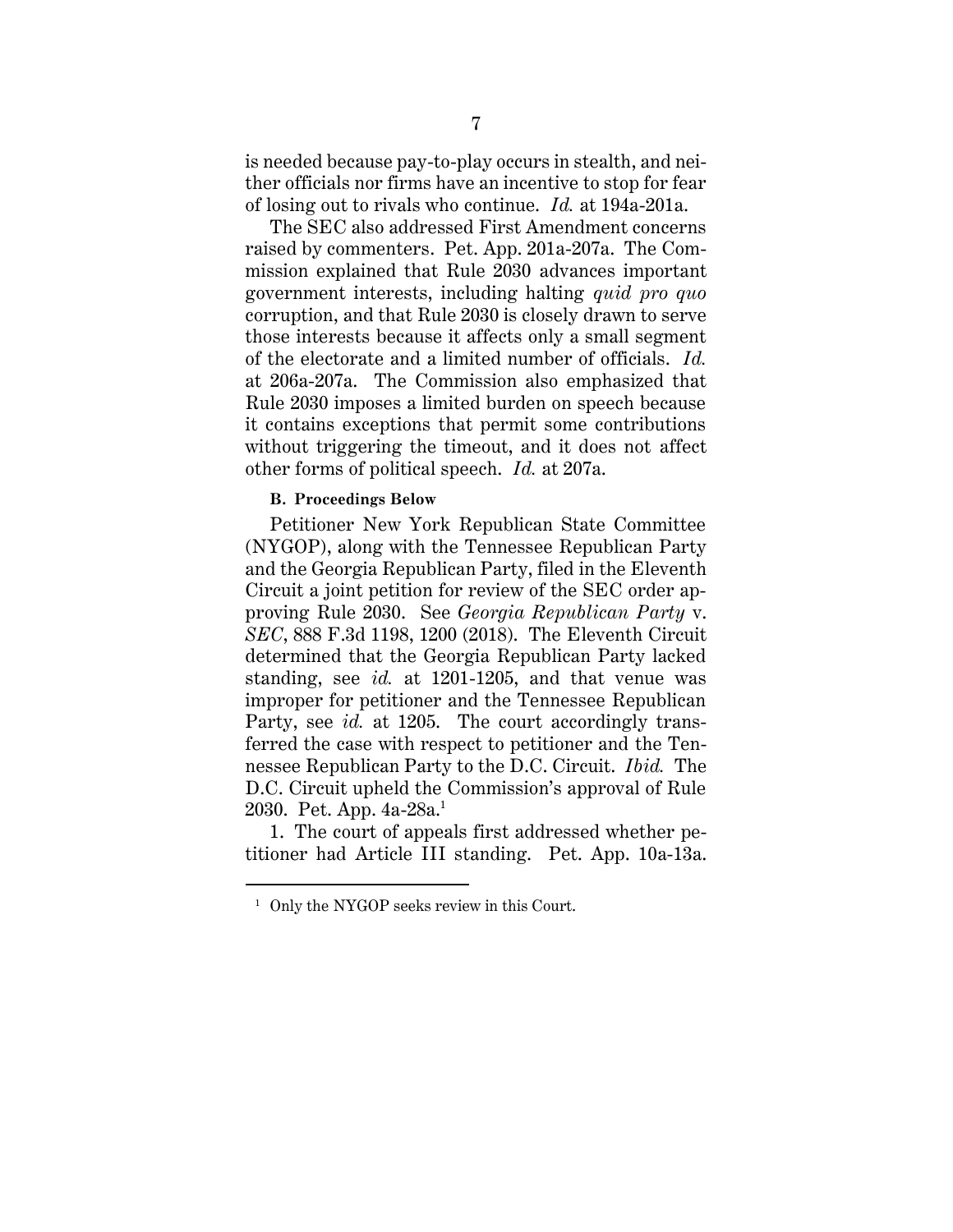is needed because pay-to-play occurs in stealth, and neither officials nor firms have an incentive to stop for fear of losing out to rivals who continue. *Id.* at 194a-201a.

The SEC also addressed First Amendment concerns raised by commenters. Pet. App. 201a-207a. The Commission explained that Rule 2030 advances important government interests, including halting *quid pro quo* corruption, and that Rule 2030 is closely drawn to serve those interests because it affects only a small segment of the electorate and a limited number of officials. *Id.* at 206a-207a. The Commission also emphasized that Rule 2030 imposes a limited burden on speech because it contains exceptions that permit some contributions without triggering the timeout, and it does not affect other forms of political speech. *Id.* at 207a.

### B. Proceedings Below

Petitioner New York Republican State Committee (NYGOP), along with the Tennessee Republican Party and the Georgia Republican Party, filed in the Eleventh Circuit a joint petition for review of the SEC order approving Rule 2030. See *Georgia Republican Party* v. *SEC*, 888 F.3d 1198, 1200 (2018). The Eleventh Circuit determined that the Georgia Republican Party lacked standing, see *id.* at 1201-1205, and that venue was improper for petitioner and the Tennessee Republican Party, see *id.* at 1205. The court accordingly transferred the case with respect to petitioner and the Tennessee Republican Party to the D.C. Circuit. *Ibid.* The D.C. Circuit upheld the Commission's approval of Rule 2030. Pet. App. 4a-28a.[1]

1. The court of appeals first addressed whether petitioner had Article III standing. Pet. App. 10a-13a.

[1] Only the NYGOP seeks review in this Court.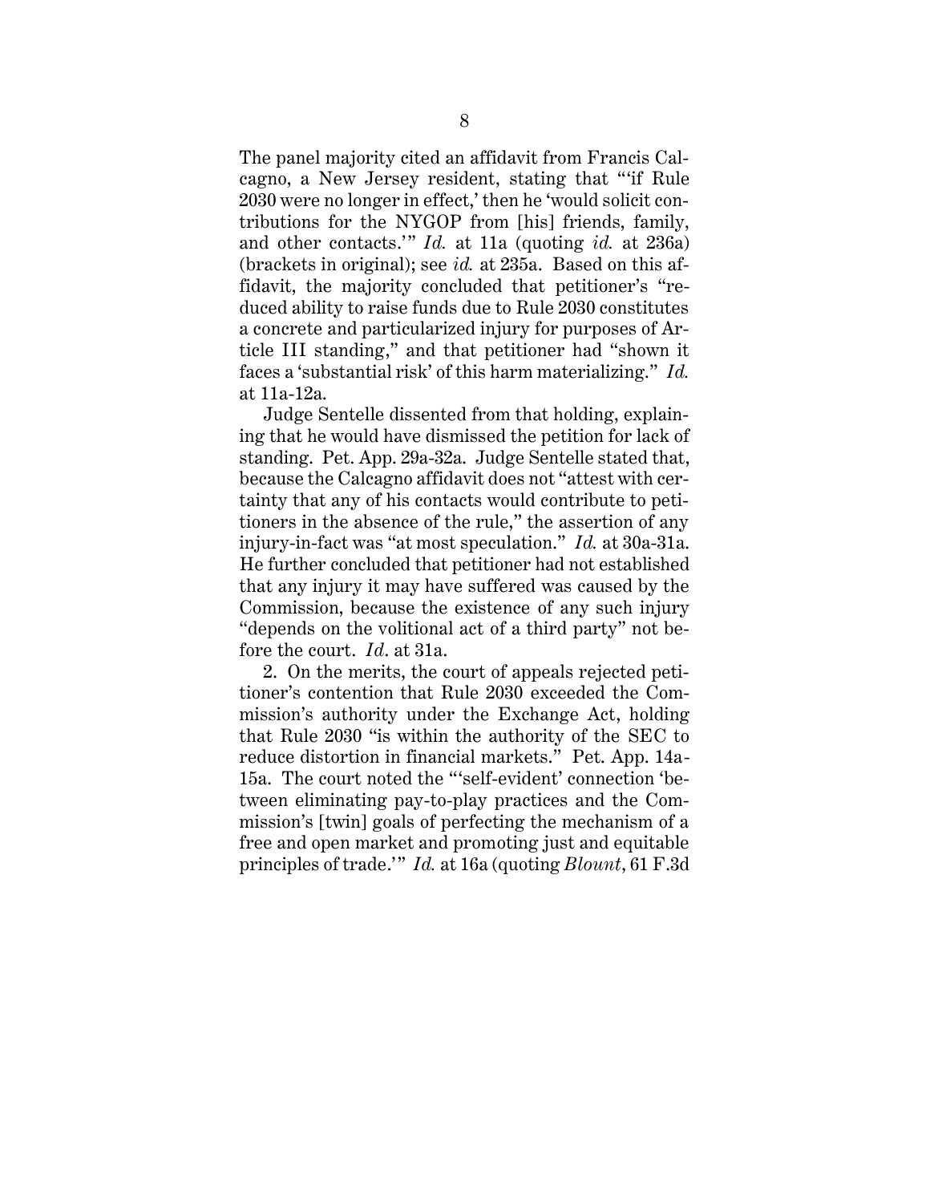The panel majority cited an affidavit from Francis Calcagno, a New Jersey resident, stating that "'if Rule 2030 were no longer in effect,' then he 'would solicit contributions for the NYGOP from [his] friends, family, and other contacts.'" *Id.* at 11a (quoting *id.* at 236a) (brackets in original); see *id.* at 235a. Based on this affidavit, the majority concluded that petitioner's "reduced ability to raise funds due to Rule 2030 constitutes a concrete and particularized injury for purposes of Article III standing," and that petitioner had "shown it faces a 'substantial risk' of this harm materializing." *Id.* at 11a-12a.

Judge Sentelle dissented from that holding, explaining that he would have dismissed the petition for lack of standing. Pet. App. 29a-32a. Judge Sentelle stated that, because the Calcagno affidavit does not "attest with certainty that any of his contacts would contribute to petitioners in the absence of the rule," the assertion of any injury-in-fact was "at most speculation." *Id.* at 30a-31a. He further concluded that petitioner had not established that any injury it may have suffered was caused by the Commission, because the existence of any such injury "depends on the volitional act of a third party" not before the court. *Id*. at 31a.

2. On the merits, the court of appeals rejected petitioner's contention that Rule 2030 exceeded the Commission's authority under the Exchange Act, holding that Rule 2030 "is within the authority of the SEC to reduce distortion in financial markets." Pet. App. 14a-15a. The court noted the "'self-evident' connection 'between eliminating pay-to-play practices and the Commission's [twin] goals of perfecting the mechanism of a free and open market and promoting just and equitable principles of trade.'" *Id.* at 16a (quoting *Blount*, 61 F.3d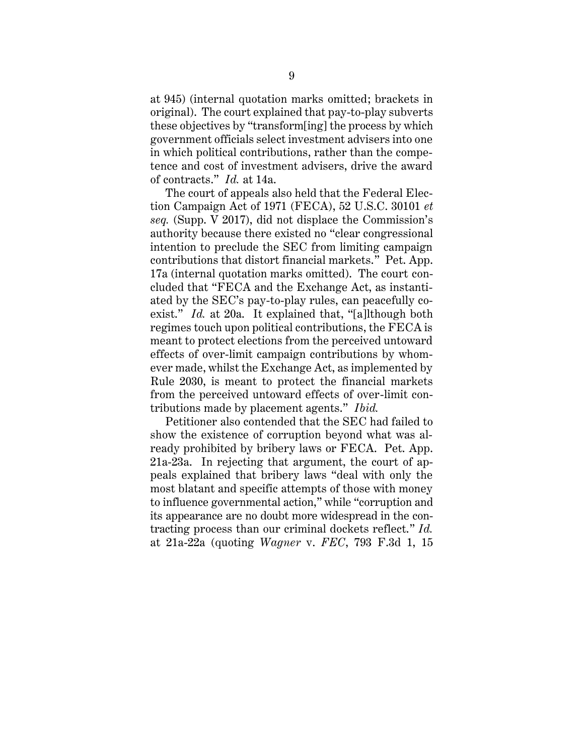at 945) (internal quotation marks omitted; brackets in original). The court explained that pay-to-play subverts these objectives by "transform[ing] the process by which government officials select investment advisers into one in which political contributions, rather than the competence and cost of investment advisers, drive the award of contracts." *Id.* at 14a.

The court of appeals also held that the Federal Election Campaign Act of 1971 (FECA), 52 U.S.C. 30101 *et seq.* (Supp. V 2017), did not displace the Commission's authority because there existed no "clear congressional intention to preclude the SEC from limiting campaign contributions that distort financial markets." Pet. App. 17a (internal quotation marks omitted). The court concluded that "FECA and the Exchange Act, as instantiated by the SEC's pay-to-play rules, can peacefully coexist." *Id.* at 20a. It explained that, "[a]lthough both regimes touch upon political contributions, the FECA is meant to protect elections from the perceived untoward effects of over-limit campaign contributions by whomever made, whilst the Exchange Act, as implemented by Rule 2030, is meant to protect the financial markets from the perceived untoward effects of over-limit contributions made by placement agents." *Ibid.*

Petitioner also contended that the SEC had failed to show the existence of corruption beyond what was already prohibited by bribery laws or FECA. Pet. App. 21a-23a. In rejecting that argument, the court of appeals explained that bribery laws "deal with only the most blatant and specific attempts of those with money to influence governmental action," while "corruption and its appearance are no doubt more widespread in the contracting process than our criminal dockets reflect." *Id.* at 21a-22a (quoting *Wagner* v. *FEC*, 793 F.3d 1, 15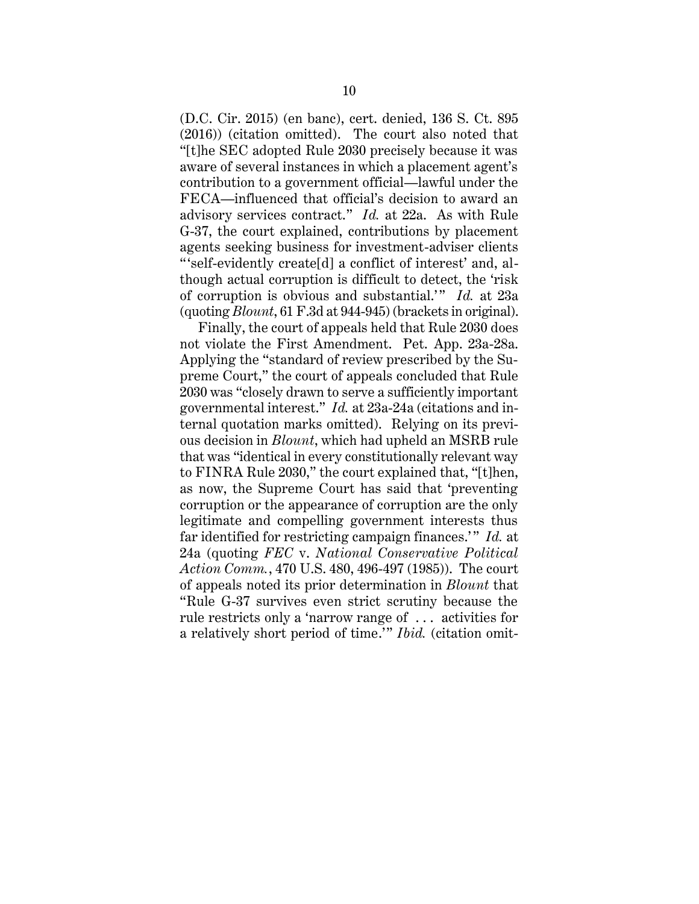(D.C. Cir. 2015) (en banc), cert. denied, 136 S. Ct. 895 (2016)) (citation omitted). The court also noted that "[t]he SEC adopted Rule 2030 precisely because it was aware of several instances in which a placement agent's contribution to a government official—lawful under the FECA—influenced that official's decision to award an advisory services contract." *Id.* at 22a. As with Rule G-37, the court explained, contributions by placement agents seeking business for investment-adviser clients "'self-evidently create[d] a conflict of interest' and, although actual corruption is difficult to detect, the 'risk of corruption is obvious and substantial.'" *Id.* at 23a (quoting *Blount*, 61 F.3d at 944-945) (brackets in original).

Finally, the court of appeals held that Rule 2030 does not violate the First Amendment. Pet. App. 23a-28a. Applying the "standard of review prescribed by the Supreme Court," the court of appeals concluded that Rule 2030 was "closely drawn to serve a sufficiently important governmental interest." *Id.* at 23a-24a (citations and internal quotation marks omitted). Relying on its previous decision in *Blount*, which had upheld an MSRB rule that was "identical in every constitutionally relevant way to FINRA Rule 2030," the court explained that, "[t]hen, as now, the Supreme Court has said that 'preventing corruption or the appearance of corruption are the only legitimate and compelling government interests thus far identified for restricting campaign finances.'" *Id.* at 24a (quoting *FEC* v. *National Conservative Political Action Comm.*, 470 U.S. 480, 496-497 (1985)). The court of appeals noted its prior determination in *Blount* that "Rule G-37 survives even strict scrutiny because the rule restricts only a 'narrow range of . . . activities for a relatively short period of time.'" *Ibid.* (citation omit-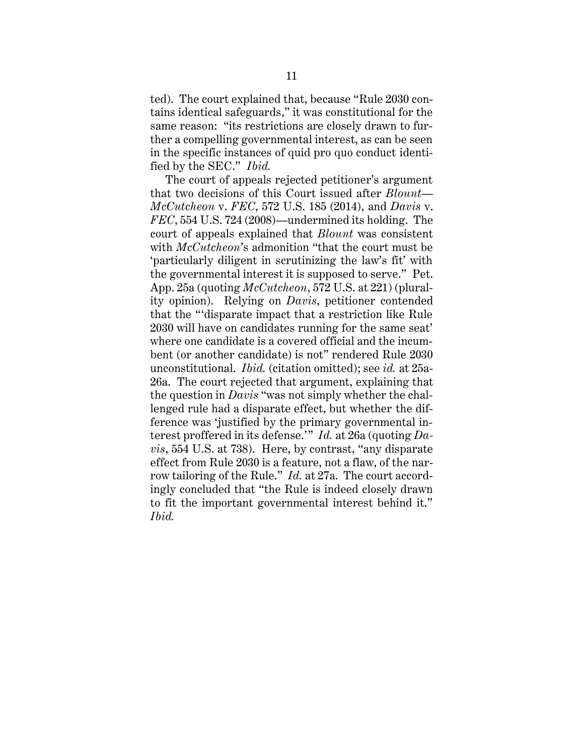ted). The court explained that, because "Rule 2030 contains identical safeguards," it was constitutional for the same reason: "its restrictions are closely drawn to further a compelling governmental interest, as can be seen in the specific instances of quid pro quo conduct identified by the SEC." *Ibid.*

The court of appeals rejected petitioner's argument that two decisions of this Court issued after *Blount*—*McCutcheon* v. *FEC*, 572 U.S. 185 (2014), and *Davis* v. *FEC*, 554 U.S. 724 (2008)—undermined its holding. The court of appeals explained that *Blount* was consistent with *McCutcheon*'s admonition "that the court must be 'particularly diligent in scrutinizing the law's fit' with the governmental interest it is supposed to serve." Pet. App. 25a (quoting *McCutcheon*, 572 U.S. at 221) (plurality opinion). Relying on *Davis*, petitioner contended that the "'disparate impact that a restriction like Rule 2030 will have on candidates running for the same seat' where one candidate is a covered official and the incumbent (or another candidate) is not" rendered Rule 2030 unconstitutional. *Ibid.* (citation omitted); see *id.* at 25a-26a. The court rejected that argument, explaining that the question in *Davis* "was not simply whether the challenged rule had a disparate effect, but whether the difference was 'justified by the primary governmental interest proffered in its defense.'" *Id.* at 26a (quoting *Davis*, 554 U.S. at 738). Here, by contrast, "any disparate effect from Rule 2030 is a feature, not a flaw, of the narrow tailoring of the Rule." *Id.* at 27a. The court accordingly concluded that "the Rule is indeed closely drawn to fit the important governmental interest behind it." *Ibid.*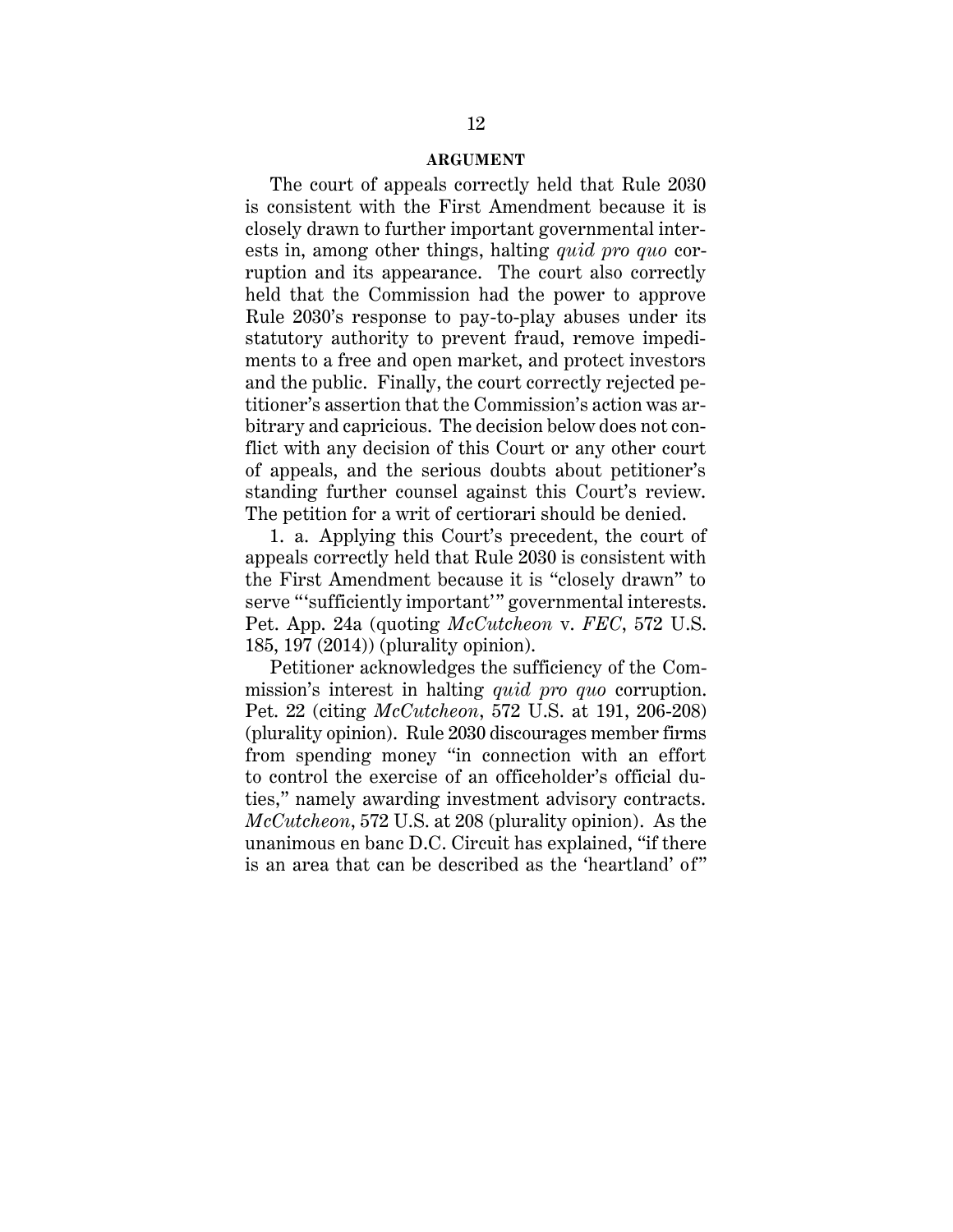## ARGUMENT

The court of appeals correctly held that Rule 2030 is consistent with the First Amendment because it is closely drawn to further important governmental interests in, among other things, halting *quid pro quo* corruption and its appearance. The court also correctly held that the Commission had the power to approve Rule 2030's response to pay-to-play abuses under its statutory authority to prevent fraud, remove impediments to a free and open market, and protect investors and the public. Finally, the court correctly rejected petitioner's assertion that the Commission's action was arbitrary and capricious. The decision below does not conflict with any decision of this Court or any other court of appeals, and the serious doubts about petitioner's standing further counsel against this Court's review. The petition for a writ of certiorari should be denied.

1. a. Applying this Court's precedent, the court of appeals correctly held that Rule 2030 is consistent with the First Amendment because it is "closely drawn" to serve "'sufficiently important'" governmental interests. Pet. App. 24a (quoting *McCutcheon* v. *FEC*, 572 U.S. 185, 197 (2014)) (plurality opinion).

Petitioner acknowledges the sufficiency of the Commission's interest in halting *quid pro quo* corruption. Pet. 22 (citing *McCutcheon*, 572 U.S. at 191, 206-208) (plurality opinion). Rule 2030 discourages member firms from spending money "in connection with an effort to control the exercise of an officeholder's official duties," namely awarding investment advisory contracts. *McCutcheon*, 572 U.S. at 208 (plurality opinion). As the unanimous en banc D.C. Circuit has explained, "if there is an area that can be described as the 'heartland' of"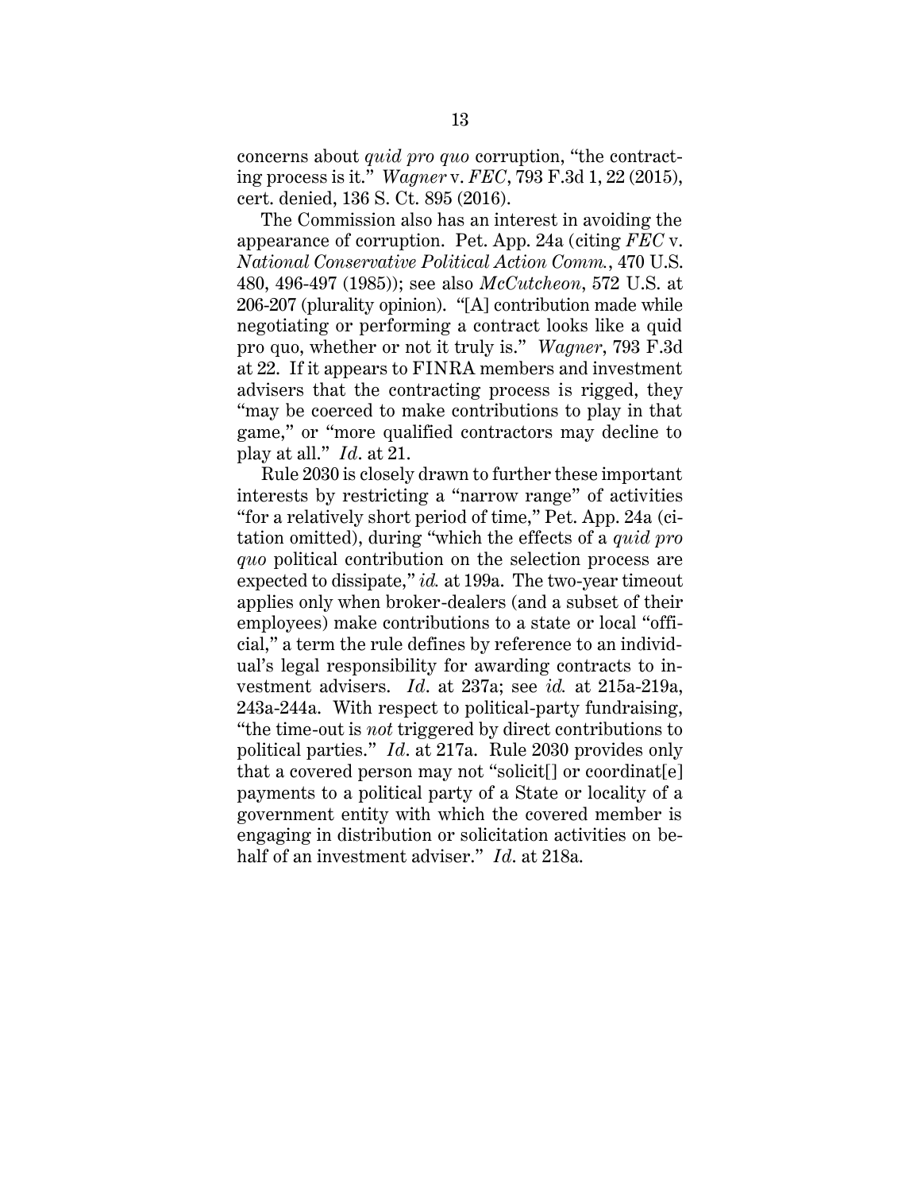concerns about *quid pro quo* corruption, "the contracting process is it." *Wagner* v. *FEC*, 793 F.3d 1, 22 (2015), cert. denied, 136 S. Ct. 895 (2016).

The Commission also has an interest in avoiding the appearance of corruption. Pet. App. 24a (citing *FEC* v. *National Conservative Political Action Comm.*, 470 U.S. 480, 496-497 (1985)); see also *McCutcheon*, 572 U.S. at 206-207 (plurality opinion). "[A] contribution made while negotiating or performing a contract looks like a quid pro quo, whether or not it truly is." *Wagner*, 793 F.3d at 22. If it appears to FINRA members and investment advisers that the contracting process is rigged, they "may be coerced to make contributions to play in that game," or "more qualified contractors may decline to play at all." *Id*. at 21.

Rule 2030 is closely drawn to further these important interests by restricting a "narrow range" of activities "for a relatively short period of time," Pet. App. 24a (citation omitted), during "which the effects of a *quid pro quo* political contribution on the selection process are expected to dissipate," *id.* at 199a. The two-year timeout applies only when broker-dealers (and a subset of their employees) make contributions to a state or local "official," a term the rule defines by reference to an individual's legal responsibility for awarding contracts to investment advisers. *Id*. at 237a; see *id.* at 215a-219a, 243a-244a. With respect to political-party fundraising, "the time-out is *not* triggered by direct contributions to political parties." *Id*. at 217a. Rule 2030 provides only that a covered person may not "solicit[] or coordinat[e] payments to a political party of a State or locality of a government entity with which the covered member is engaging in distribution or solicitation activities on behalf of an investment adviser." *Id*. at 218a.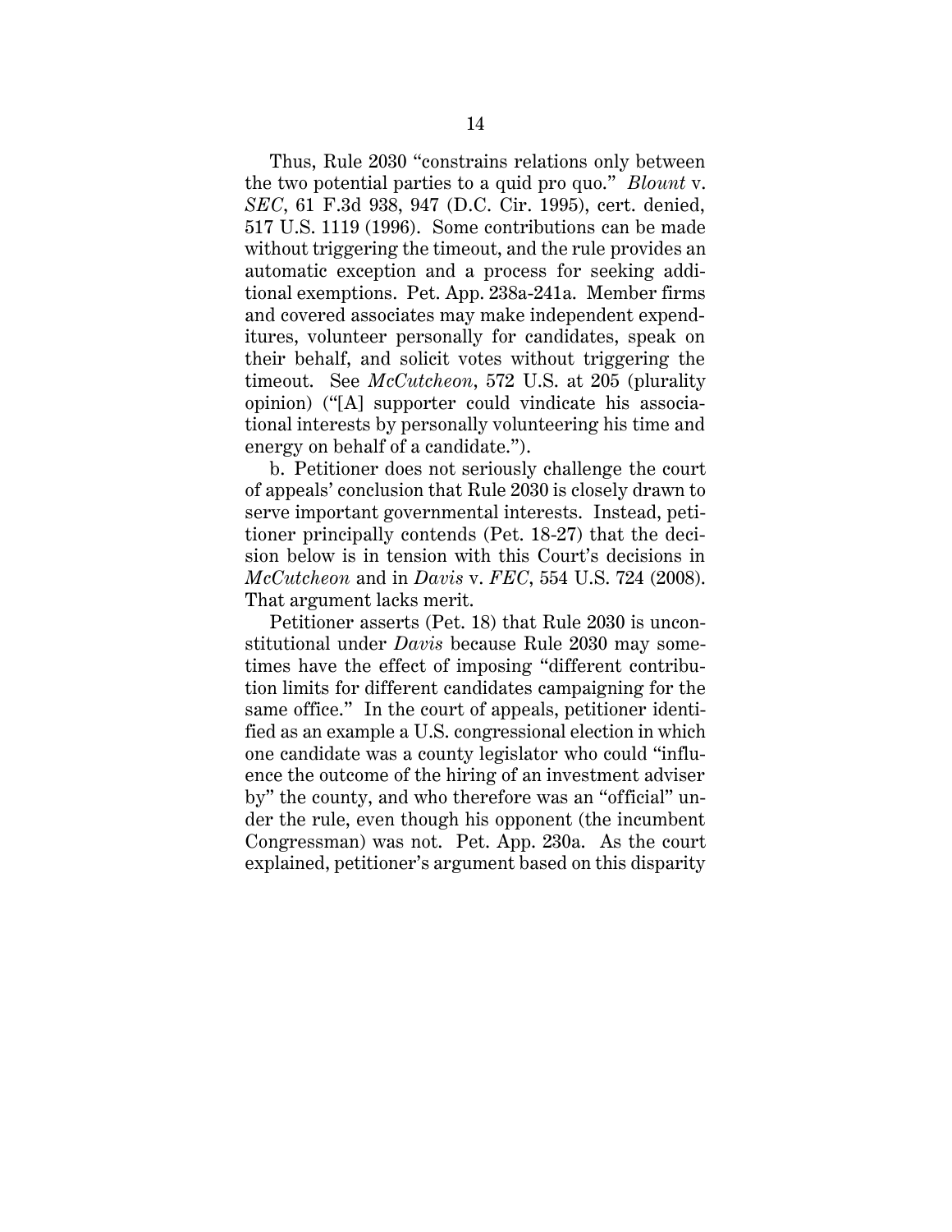Thus, Rule 2030 "constrains relations only between the two potential parties to a quid pro quo." *Blount* v. *SEC*, 61 F.3d 938, 947 (D.C. Cir. 1995), cert. denied, 517 U.S. 1119 (1996). Some contributions can be made without triggering the timeout, and the rule provides an automatic exception and a process for seeking additional exemptions. Pet. App. 238a-241a. Member firms and covered associates may make independent expenditures, volunteer personally for candidates, speak on their behalf, and solicit votes without triggering the timeout. See *McCutcheon*, 572 U.S. at 205 (plurality opinion) ("[A] supporter could vindicate his associational interests by personally volunteering his time and energy on behalf of a candidate.").

b. Petitioner does not seriously challenge the court of appeals' conclusion that Rule 2030 is closely drawn to serve important governmental interests. Instead, petitioner principally contends (Pet. 18-27) that the decision below is in tension with this Court's decisions in *McCutcheon* and in *Davis* v. *FEC*, 554 U.S. 724 (2008). That argument lacks merit.

Petitioner asserts (Pet. 18) that Rule 2030 is unconstitutional under *Davis* because Rule 2030 may sometimes have the effect of imposing "different contribution limits for different candidates campaigning for the same office." In the court of appeals, petitioner identified as an example a U.S. congressional election in which one candidate was a county legislator who could "influence the outcome of the hiring of an investment adviser by" the county, and who therefore was an "official" under the rule, even though his opponent (the incumbent Congressman) was not. Pet. App. 230a. As the court explained, petitioner's argument based on this disparity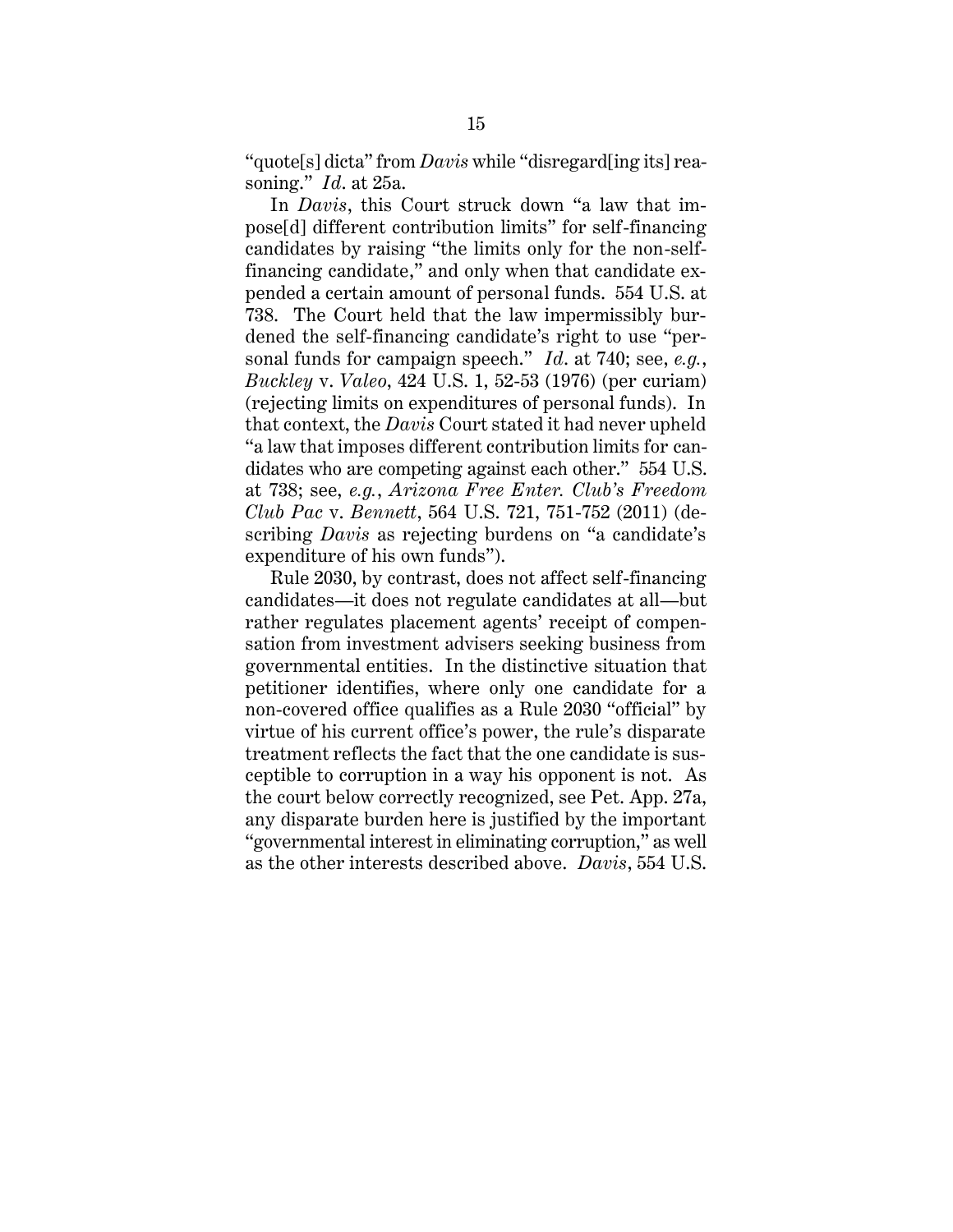"quote[s] dicta" from *Davis* while "disregard[ing its] reasoning." *Id*. at 25a.

In *Davis*, this Court struck down "a law that impose[d] different contribution limits" for self-financing candidates by raising "the limits only for the non-self-financing candidate," and only when that candidate expended a certain amount of personal funds. 554 U.S. at 738. The Court held that the law impermissibly burdened the self-financing candidate's right to use "personal funds for campaign speech." *Id*. at 740; see, *e.g.*, *Buckley* v. *Valeo*, 424 U.S. 1, 52-53 (1976) (per curiam) (rejecting limits on expenditures of personal funds). In that context, the *Davis* Court stated it had never upheld "a law that imposes different contribution limits for candidates who are competing against each other." 554 U.S. at 738; see, *e.g.*, *Arizona Free Enter. Club's Freedom Club Pac* v. *Bennett*, 564 U.S. 721, 751-752 (2011) (describing *Davis* as rejecting burdens on "a candidate's expenditure of his own funds").

Rule 2030, by contrast, does not affect self-financing candidates—it does not regulate candidates at all—but rather regulates placement agents' receipt of compensation from investment advisers seeking business from governmental entities. In the distinctive situation that petitioner identifies, where only one candidate for a non-covered office qualifies as a Rule 2030 "official" by virtue of his current office's power, the rule's disparate treatment reflects the fact that the one candidate is susceptible to corruption in a way his opponent is not. As the court below correctly recognized, see Pet. App. 27a, any disparate burden here is justified by the important "governmental interest in eliminating corruption," as well as the other interests described above. *Davis*, 554 U.S.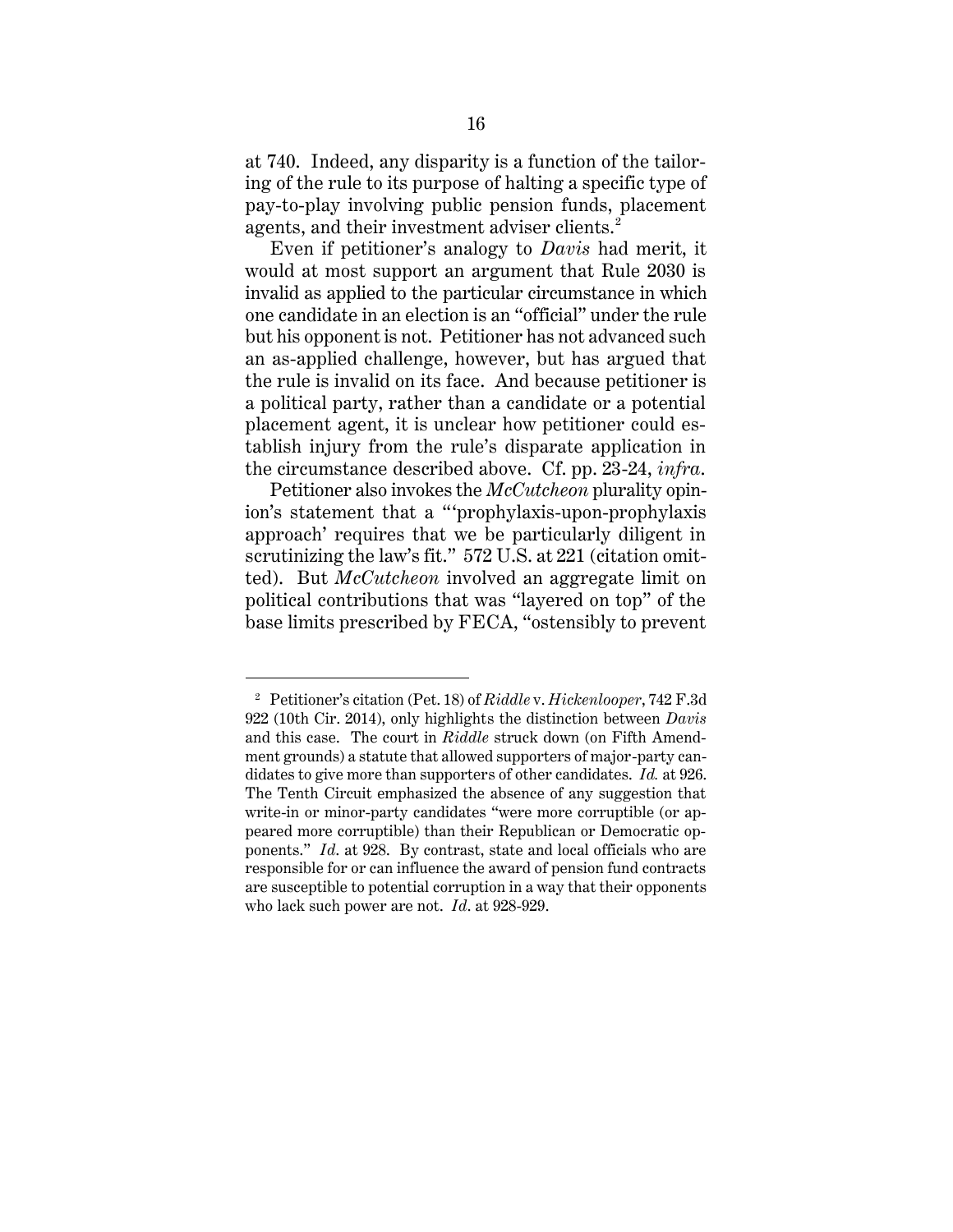at 740. Indeed, any disparity is a function of the tailoring of the rule to its purpose of halting a specific type of pay-to-play involving public pension funds, placement agents, and their investment adviser clients.[2]

Even if petitioner's analogy to *Davis* had merit, it would at most support an argument that Rule 2030 is invalid as applied to the particular circumstance in which one candidate in an election is an "official" under the rule but his opponent is not. Petitioner has not advanced such an as-applied challenge, however, but has argued that the rule is invalid on its face. And because petitioner is a political party, rather than a candidate or a potential placement agent, it is unclear how petitioner could establish injury from the rule's disparate application in the circumstance described above. Cf. pp. 23-24, *infra*.

Petitioner also invokes the *McCutcheon* plurality opinion's statement that a "'prophylaxis-upon-prophylaxis approach' requires that we be particularly diligent in scrutinizing the law's fit." 572 U.S. at 221 (citation omitted). But *McCutcheon* involved an aggregate limit on political contributions that was "layered on top" of the base limits prescribed by FECA, "ostensibly to prevent

---

[2] Petitioner's citation (Pet. 18) of *Riddle* v. *Hickenlooper*, 742 F.3d 922 (10th Cir. 2014), only highlights the distinction between *Davis* and this case. The court in *Riddle* struck down (on Fifth Amendment grounds) a statute that allowed supporters of major-party candidates to give more than supporters of other candidates. *Id.* at 926. The Tenth Circuit emphasized the absence of any suggestion that write-in or minor-party candidates "were more corruptible (or appeared more corruptible) than their Republican or Democratic opponents." *Id*. at 928. By contrast, state and local officials who are responsible for or can influence the award of pension fund contracts are susceptible to potential corruption in a way that their opponents who lack such power are not. *Id*. at 928-929.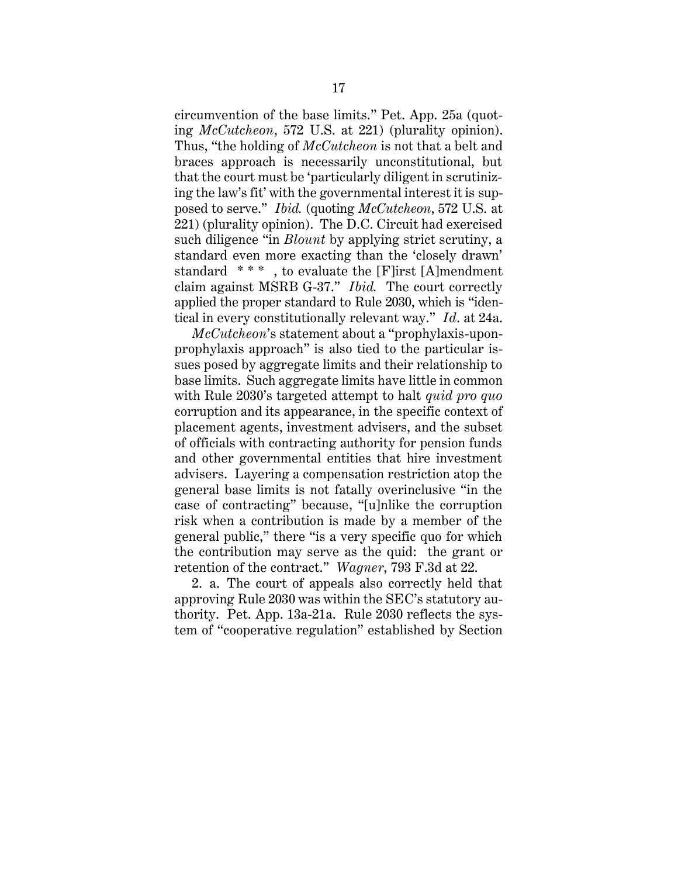circumvention of the base limits." Pet. App. 25a (quoting *McCutcheon*, 572 U.S. at 221) (plurality opinion). Thus, "the holding of *McCutcheon* is not that a belt and braces approach is necessarily unconstitutional, but that the court must be 'particularly diligent in scrutinizing the law's fit' with the governmental interest it is supposed to serve." *Ibid.* (quoting *McCutcheon*, 572 U.S. at 221) (plurality opinion). The D.C. Circuit had exercised such diligence "in *Blount* by applying strict scrutiny, a standard even more exacting than the 'closely drawn' standard * * * , to evaluate the [F]irst [A]mendment claim against MSRB G-37." *Ibid.* The court correctly applied the proper standard to Rule 2030, which is "identical in every constitutionally relevant way." *Id.* at 24a.

*McCutcheon*'s statement about a "prophylaxis-upon-prophylaxis approach" is also tied to the particular issues posed by aggregate limits and their relationship to base limits. Such aggregate limits have little in common with Rule 2030's targeted attempt to halt *quid pro quo* corruption and its appearance, in the specific context of placement agents, investment advisers, and the subset of officials with contracting authority for pension funds and other governmental entities that hire investment advisers. Layering a compensation restriction atop the general base limits is not fatally overinclusive "in the case of contracting" because, "[u]nlike the corruption risk when a contribution is made by a member of the general public," there "is a very specific quo for which the contribution may serve as the quid: the grant or retention of the contract." *Wagner*, 793 F.3d at 22.

2. a. The court of appeals also correctly held that approving Rule 2030 was within the SEC's statutory authority. Pet. App. 13a-21a. Rule 2030 reflects the system of "cooperative regulation" established by Section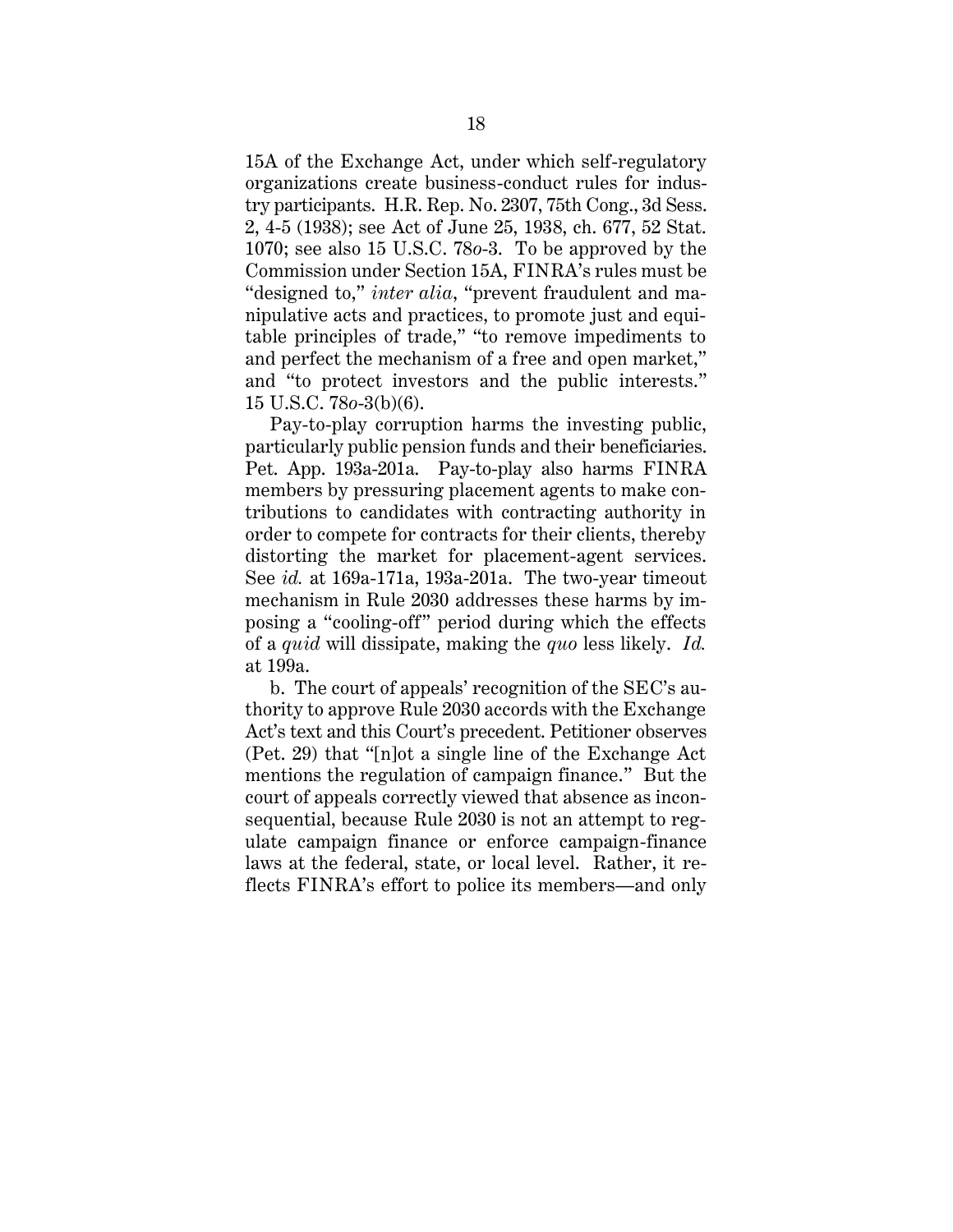15A of the Exchange Act, under which self-regulatory organizations create business-conduct rules for industry participants. H.R. Rep. No. 2307, 75th Cong., 3d Sess. 2, 4-5 (1938); see Act of June 25, 1938, ch. 677, 52 Stat. 1070; see also 15 U.S.C. 78*o*-3. To be approved by the Commission under Section 15A, FINRA's rules must be "designed to," *inter alia*, "prevent fraudulent and manipulative acts and practices, to promote just and equitable principles of trade," "to remove impediments to and perfect the mechanism of a free and open market," and "to protect investors and the public interests." 15 U.S.C. 78*o*-3(b)(6).

Pay-to-play corruption harms the investing public, particularly public pension funds and their beneficiaries. Pet. App. 193a-201a. Pay-to-play also harms FINRA members by pressuring placement agents to make contributions to candidates with contracting authority in order to compete for contracts for their clients, thereby distorting the market for placement-agent services. See *id.* at 169a-171a, 193a-201a. The two-year timeout mechanism in Rule 2030 addresses these harms by imposing a "cooling-off" period during which the effects of a *quid* will dissipate, making the *quo* less likely. *Id.* at 199a.

b. The court of appeals' recognition of the SEC's authority to approve Rule 2030 accords with the Exchange Act's text and this Court's precedent. Petitioner observes (Pet. 29) that "[n]ot a single line of the Exchange Act mentions the regulation of campaign finance." But the court of appeals correctly viewed that absence as inconsequential, because Rule 2030 is not an attempt to regulate campaign finance or enforce campaign-finance laws at the federal, state, or local level. Rather, it reflects FINRA's effort to police its members—and only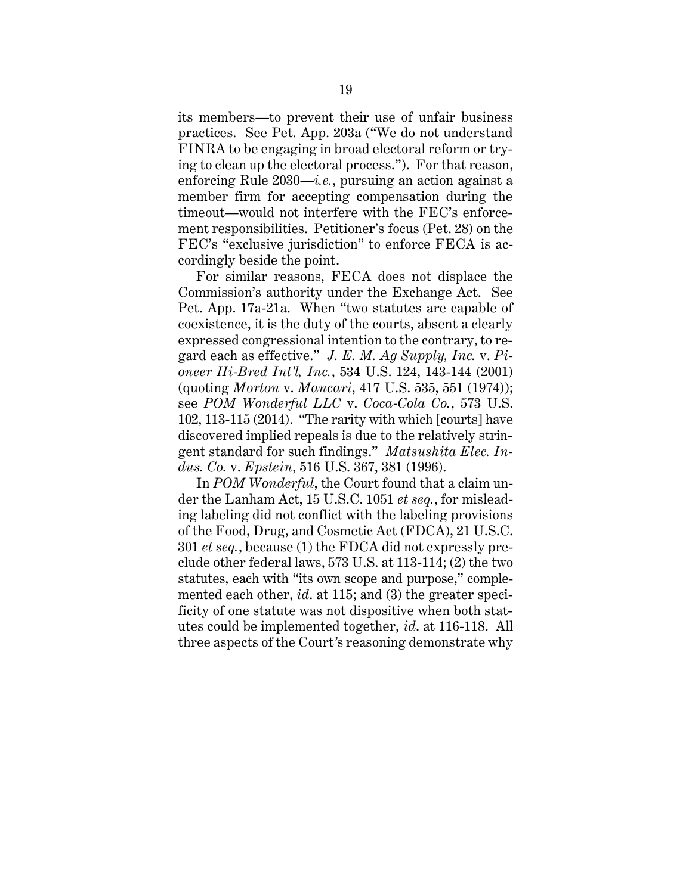its members—to prevent their use of unfair business practices. See Pet. App. 203a ("We do not understand FINRA to be engaging in broad electoral reform or trying to clean up the electoral process."). For that reason, enforcing Rule 2030—*i.e.*, pursuing an action against a member firm for accepting compensation during the timeout—would not interfere with the FEC's enforcement responsibilities. Petitioner's focus (Pet. 28) on the FEC's "exclusive jurisdiction" to enforce FECA is accordingly beside the point.

For similar reasons, FECA does not displace the Commission's authority under the Exchange Act. See Pet. App. 17a-21a. When "two statutes are capable of coexistence, it is the duty of the courts, absent a clearly expressed congressional intention to the contrary, to regard each as effective." *J. E. M. Ag Supply, Inc.* v. *Pioneer Hi-Bred Int'l, Inc.*, 534 U.S. 124, 143-144 (2001) (quoting *Morton* v. *Mancari*, 417 U.S. 535, 551 (1974)); see *POM Wonderful LLC* v. *Coca-Cola Co.*, 573 U.S. 102, 113-115 (2014). "The rarity with which [courts] have discovered implied repeals is due to the relatively stringent standard for such findings." *Matsushita Elec. Indus. Co.* v. *Epstein*, 516 U.S. 367, 381 (1996).

In *POM Wonderful*, the Court found that a claim under the Lanham Act, 15 U.S.C. 1051 *et seq.*, for misleading labeling did not conflict with the labeling provisions of the Food, Drug, and Cosmetic Act (FDCA), 21 U.S.C. 301 *et seq.*, because (1) the FDCA did not expressly preclude other federal laws, 573 U.S. at 113-114; (2) the two statutes, each with "its own scope and purpose," complemented each other, *id.* at 115; and (3) the greater specificity of one statute was not dispositive when both statutes could be implemented together, *id.* at 116-118. All three aspects of the Court's reasoning demonstrate why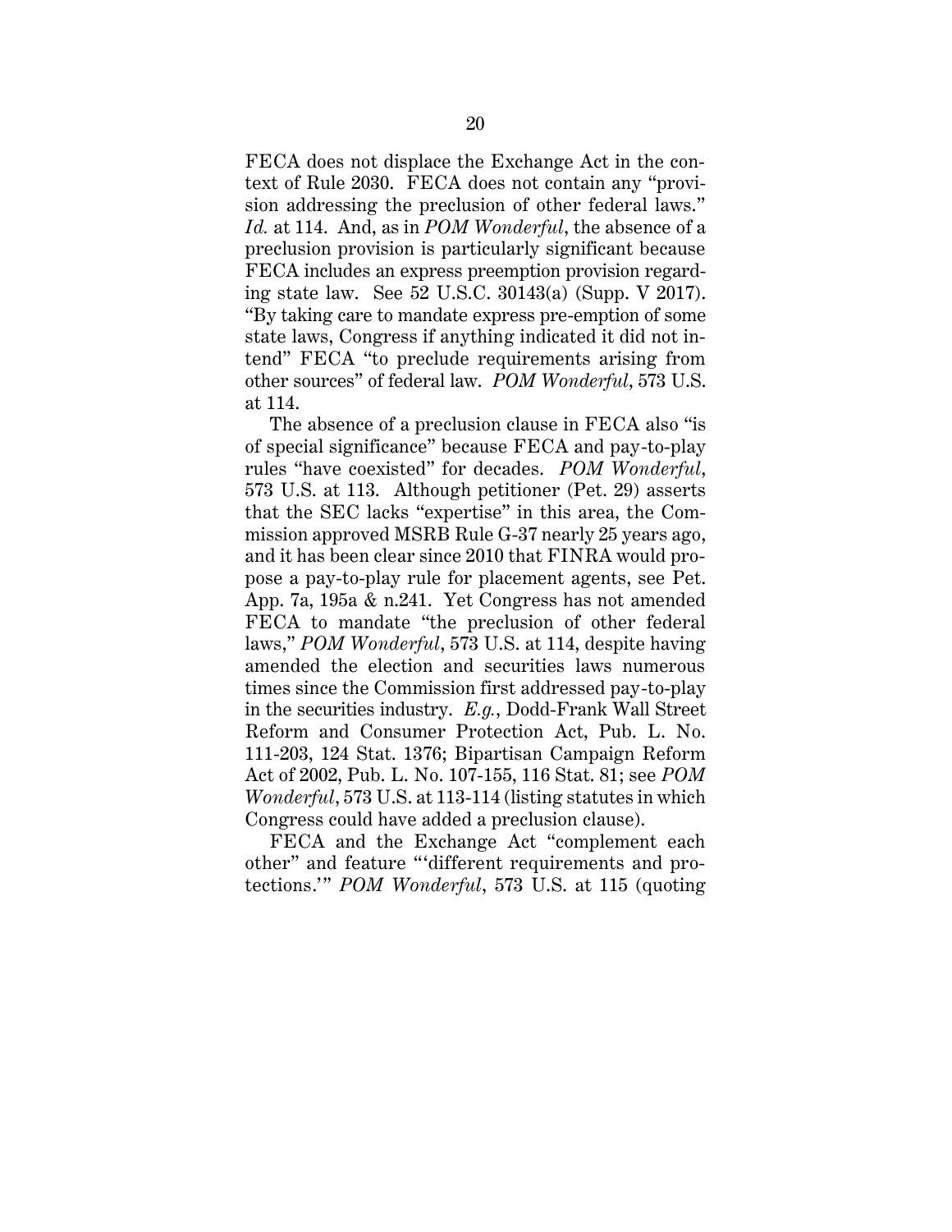FECA does not displace the Exchange Act in the context of Rule 2030. FECA does not contain any "provision addressing the preclusion of other federal laws." *Id.* at 114. And, as in *POM Wonderful*, the absence of a preclusion provision is particularly significant because FECA includes an express preemption provision regarding state law. See 52 U.S.C. 30143(a) (Supp. V 2017). "By taking care to mandate express pre-emption of some state laws, Congress if anything indicated it did not intend" FECA "to preclude requirements arising from other sources" of federal law. *POM Wonderful*, 573 U.S. at 114.

The absence of a preclusion clause in FECA also "is of special significance" because FECA and pay-to-play rules "have coexisted" for decades. *POM Wonderful*, 573 U.S. at 113. Although petitioner (Pet. 29) asserts that the SEC lacks "expertise" in this area, the Commission approved MSRB Rule G-37 nearly 25 years ago, and it has been clear since 2010 that FINRA would propose a pay-to-play rule for placement agents, see Pet. App. 7a, 195a & n.241. Yet Congress has not amended FECA to mandate "the preclusion of other federal laws," *POM Wonderful*, 573 U.S. at 114, despite having amended the election and securities laws numerous times since the Commission first addressed pay-to-play in the securities industry. *E.g.*, Dodd-Frank Wall Street Reform and Consumer Protection Act, Pub. L. No. 111-203, 124 Stat. 1376; Bipartisan Campaign Reform Act of 2002, Pub. L. No. 107-155, 116 Stat. 81; see *POM Wonderful*, 573 U.S. at 113-114 (listing statutes in which Congress could have added a preclusion clause).

FECA and the Exchange Act "complement each other" and feature "'different requirements and protections.'" *POM Wonderful*, 573 U.S. at 115 (quoting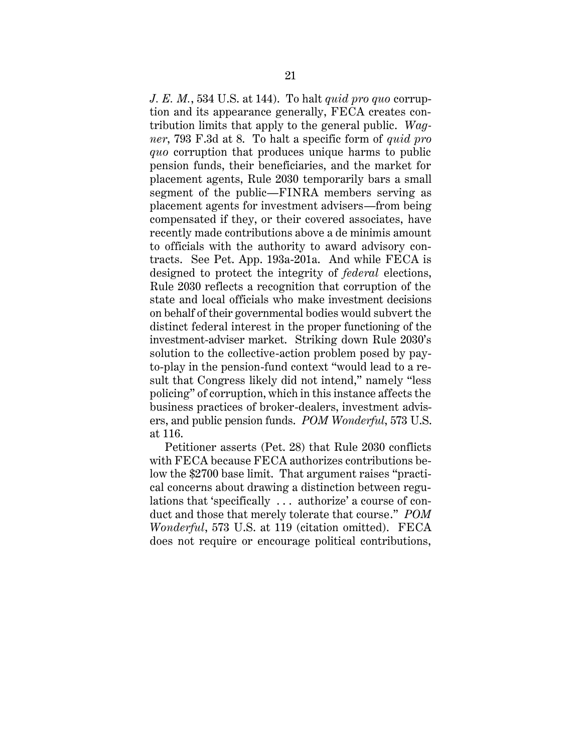*J. E. M.*, 534 U.S. at 144). To halt *quid pro quo* corruption and its appearance generally, FECA creates contribution limits that apply to the general public. *Wagner*, 793 F.3d at 8. To halt a specific form of *quid pro quo* corruption that produces unique harms to public pension funds, their beneficiaries, and the market for placement agents, Rule 2030 temporarily bars a small segment of the public—FINRA members serving as placement agents for investment advisers—from being compensated if they, or their covered associates, have recently made contributions above a de minimis amount to officials with the authority to award advisory contracts. See Pet. App. 193a-201a. And while FECA is designed to protect the integrity of *federal* elections, Rule 2030 reflects a recognition that corruption of the state and local officials who make investment decisions on behalf of their governmental bodies would subvert the distinct federal interest in the proper functioning of the investment-adviser market. Striking down Rule 2030's solution to the collective-action problem posed by pay-to-play in the pension-fund context "would lead to a result that Congress likely did not intend," namely "less policing" of corruption, which in this instance affects the business practices of broker-dealers, investment advisers, and public pension funds. *POM Wonderful*, 573 U.S. at 116.

Petitioner asserts (Pet. 28) that Rule 2030 conflicts with FECA because FECA authorizes contributions below the $2700 base limit. That argument raises "practical concerns about drawing a distinction between regulations that 'specifically . . . authorize' a course of conduct and those that merely tolerate that course." *POM Wonderful*, 573 U.S. at 119 (citation omitted). FECA does not require or encourage political contributions,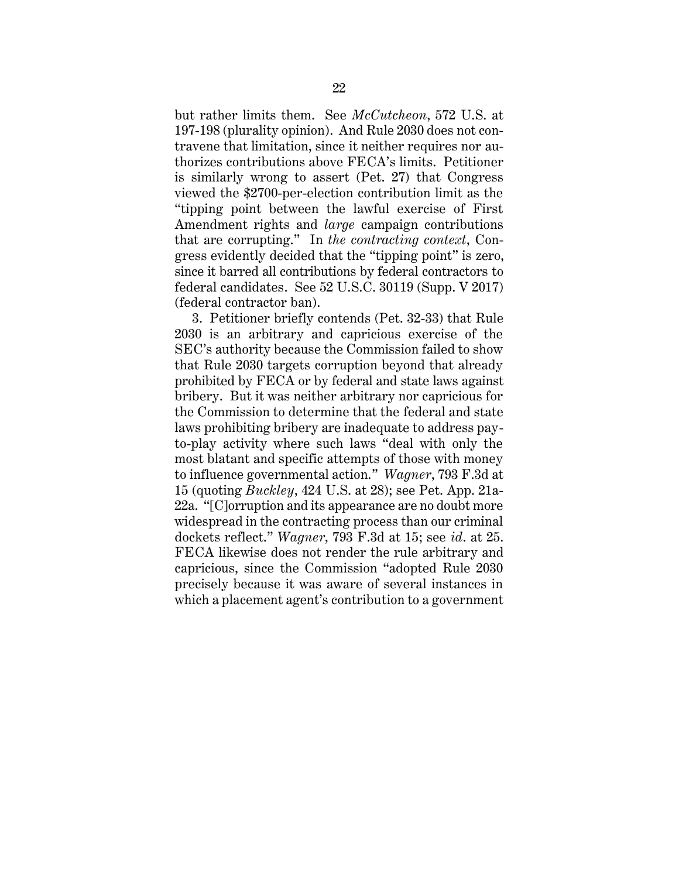but rather limits them. See *McCutcheon*, 572 U.S. at 197-198 (plurality opinion). And Rule 2030 does not contravene that limitation, since it neither requires nor authorizes contributions above FECA's limits. Petitioner is similarly wrong to assert (Pet. 27) that Congress viewed the $2700-per-election contribution limit as the "tipping point between the lawful exercise of First Amendment rights and *large* campaign contributions that are corrupting." In *the contracting context*, Congress evidently decided that the "tipping point" is zero, since it barred all contributions by federal contractors to federal candidates. See 52 U.S.C. 30119 (Supp. V 2017) (federal contractor ban).

3. Petitioner briefly contends (Pet. 32-33) that Rule 2030 is an arbitrary and capricious exercise of the SEC's authority because the Commission failed to show that Rule 2030 targets corruption beyond that already prohibited by FECA or by federal and state laws against bribery. But it was neither arbitrary nor capricious for the Commission to determine that the federal and state laws prohibiting bribery are inadequate to address pay-to-play activity where such laws "deal with only the most blatant and specific attempts of those with money to influence governmental action." *Wagner*, 793 F.3d at 15 (quoting *Buckley*, 424 U.S. at 28); see Pet. App. 21a-22a. "[C]orruption and its appearance are no doubt more widespread in the contracting process than our criminal dockets reflect." *Wagner*, 793 F.3d at 15; see *id*. at 25. FECA likewise does not render the rule arbitrary and capricious, since the Commission "adopted Rule 2030 precisely because it was aware of several instances in which a placement agent's contribution to a government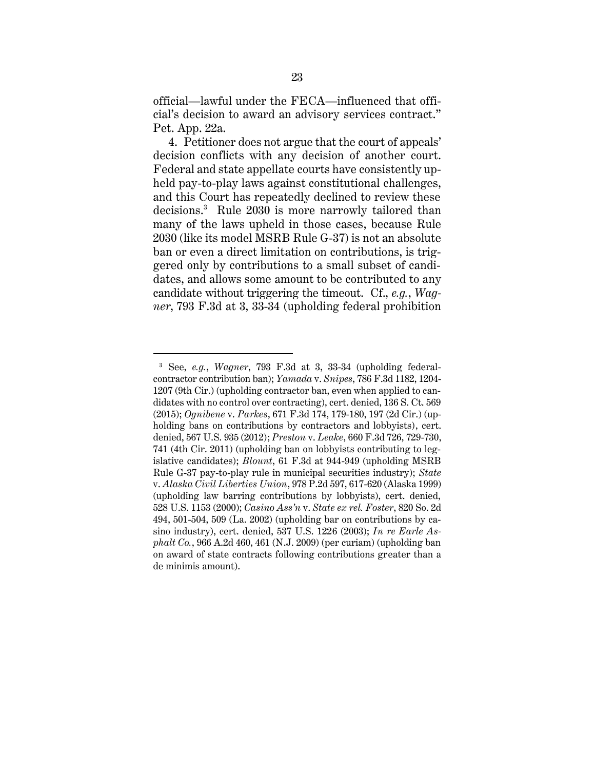official—lawful under the FECA—influenced that official's decision to award an advisory services contract." Pet. App. 22a.

4. Petitioner does not argue that the court of appeals' decision conflicts with any decision of another court. Federal and state appellate courts have consistently upheld pay-to-play laws against constitutional challenges, and this Court has repeatedly declined to review these decisions.[3] Rule 2030 is more narrowly tailored than many of the laws upheld in those cases, because Rule 2030 (like its model MSRB Rule G-37) is not an absolute ban or even a direct limitation on contributions, is triggered only by contributions to a small subset of candidates, and allows some amount to be contributed to any candidate without triggering the timeout. Cf., *e.g.*, *Wagner*, 793 F.3d at 3, 33-34 (upholding federal prohibition

---

[3] See, *e.g.*, *Wagner*, 793 F.3d at 3, 33-34 (upholding federal-contractor contribution ban); *Yamada* v. *Snipes*, 786 F.3d 1182, 1204-1207 (9th Cir.) (upholding contractor ban, even when applied to candidates with no control over contracting), cert. denied, 136 S. Ct. 569 (2015); *Ognibene* v. *Parkes*, 671 F.3d 174, 179-180, 197 (2d Cir.) (upholding bans on contributions by contractors and lobbyists), cert. denied, 567 U.S. 935 (2012); *Preston* v. *Leake*, 660 F.3d 726, 729-730, 741 (4th Cir. 2011) (upholding ban on lobbyists contributing to legislative candidates); *Blount*, 61 F.3d at 944-949 (upholding MSRB Rule G-37 pay-to-play rule in municipal securities industry); *State* v. *Alaska Civil Liberties Union*, 978 P.2d 597, 617-620 (Alaska 1999) (upholding law barring contributions by lobbyists), cert. denied, 528 U.S. 1153 (2000); *Casino Ass'n* v. *State ex rel. Foster*, 820 So. 2d 494, 501-504, 509 (La. 2002) (upholding bar on contributions by casino industry), cert. denied, 537 U.S. 1226 (2003); *In re Earle Asphalt Co.*, 966 A.2d 460, 461 (N.J. 2009) (per curiam) (upholding ban on award of state contracts following contributions greater than a de minimis amount).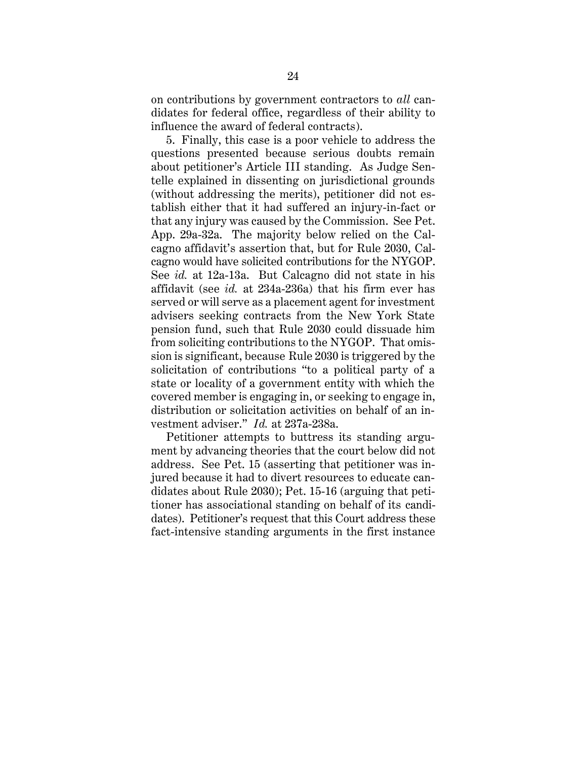on contributions by government contractors to *all* candidates for federal office, regardless of their ability to influence the award of federal contracts).

5. Finally, this case is a poor vehicle to address the questions presented because serious doubts remain about petitioner's Article III standing. As Judge Sentelle explained in dissenting on jurisdictional grounds (without addressing the merits), petitioner did not establish either that it had suffered an injury-in-fact or that any injury was caused by the Commission. See Pet. App. 29a-32a. The majority below relied on the Calcagno affidavit's assertion that, but for Rule 2030, Calcagno would have solicited contributions for the NYGOP. See *id.* at 12a-13a. But Calcagno did not state in his affidavit (see *id.* at 234a-236a) that his firm ever has served or will serve as a placement agent for investment advisers seeking contracts from the New York State pension fund, such that Rule 2030 could dissuade him from soliciting contributions to the NYGOP. That omission is significant, because Rule 2030 is triggered by the solicitation of contributions "to a political party of a state or locality of a government entity with which the covered member is engaging in, or seeking to engage in, distribution or solicitation activities on behalf of an investment adviser." *Id.* at 237a-238a.

Petitioner attempts to buttress its standing argument by advancing theories that the court below did not address. See Pet. 15 (asserting that petitioner was injured because it had to divert resources to educate candidates about Rule 2030); Pet. 15-16 (arguing that petitioner has associational standing on behalf of its candidates). Petitioner's request that this Court address these fact-intensive standing arguments in the first instance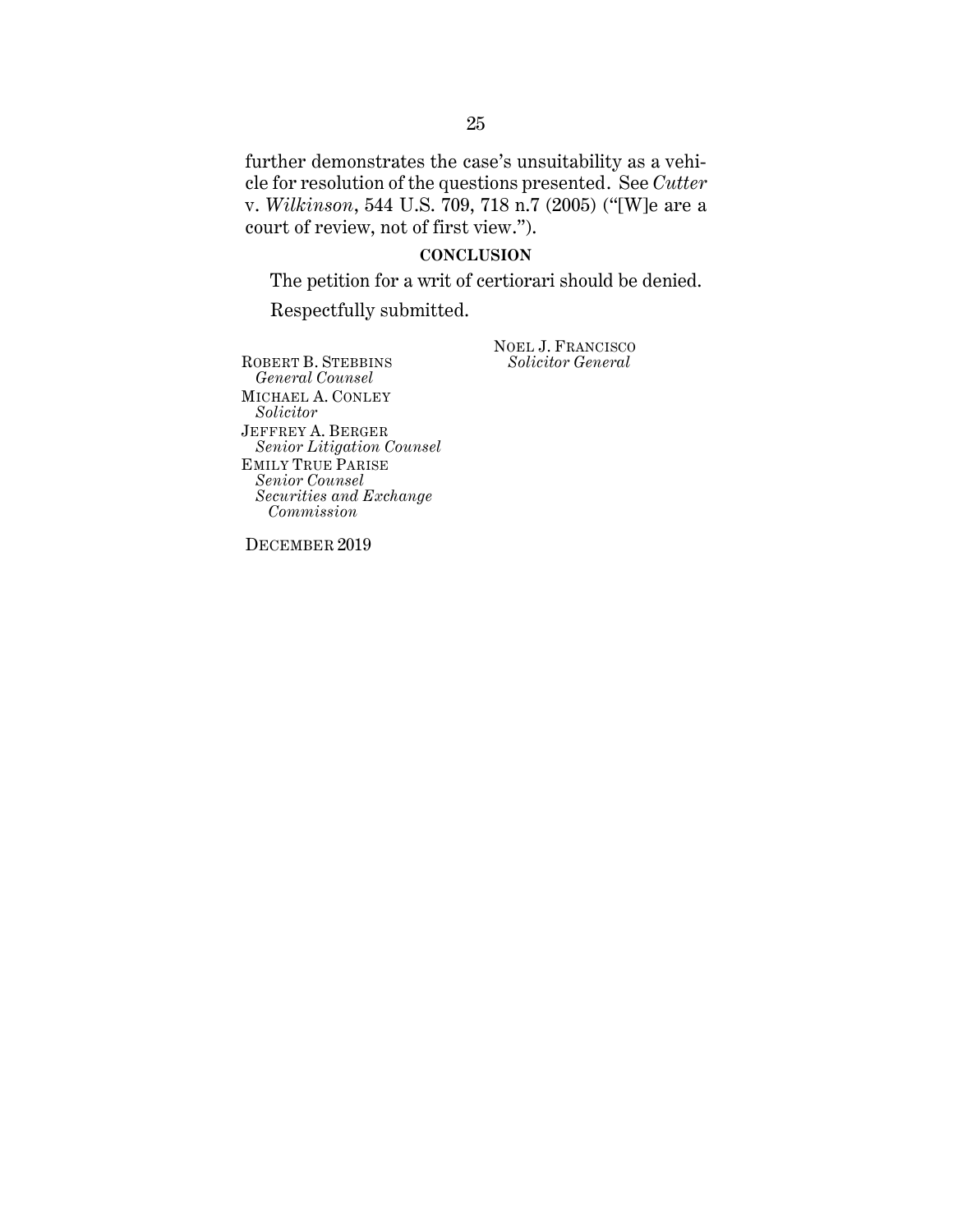further demonstrates the case's unsuitability as a vehicle for resolution of the questions presented. See *Cutter* v. *Wilkinson*, 544 U.S. 709, 718 n.7 (2005) ("[W]e are a court of review, not of first view.").

## CONCLUSION

The petition for a writ of certiorari should be denied.

Respectfully submitted.

NOEL J. FRANCISCO
*Solicitor General*

ROBERT B. STEBBINS
*General Counsel*
MICHAEL A. CONLEY
*Solicitor*
JEFFREY A. BERGER
*Senior Litigation Counsel*
EMILY TRUE PARISE
*Senior Counsel*
*Securities and Exchange Commission*

DECEMBER 2019